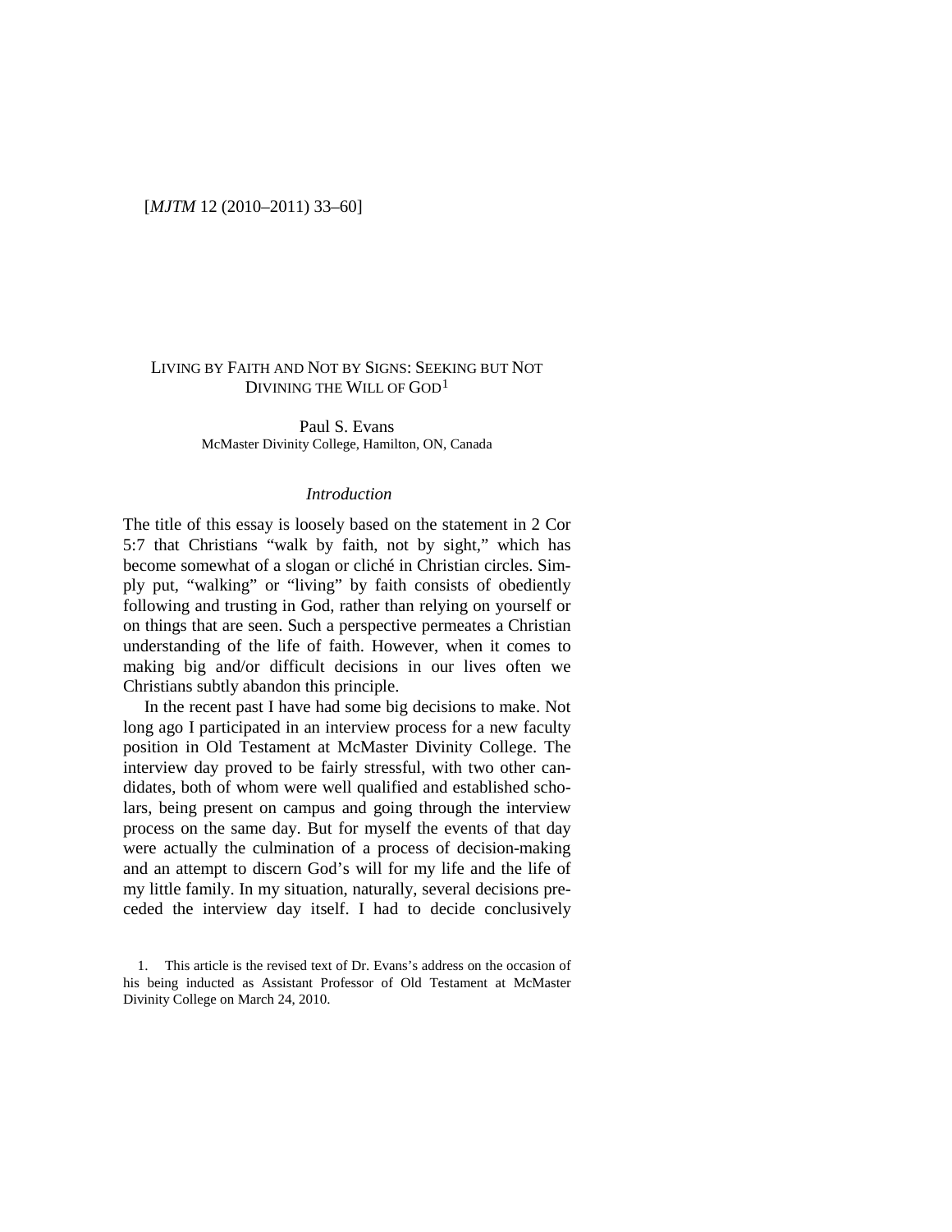# Living by Faith and Not by Signs: Seeking but Not Divining the Will of God[1]

Paul S. Evans
McMaster Divinity College, Hamilton, ON, Canada

## *Introduction*

The title of this essay is loosely based on the statement in 2 Cor 5:7 that Christians "walk by faith, not by sight," which has become somewhat of a slogan or cliché in Christian circles. Simply put, "walking" or "living" by faith consists of obediently following and trusting in God, rather than relying on yourself or on things that are seen. Such a perspective permeates a Christian understanding of the life of faith. However, when it comes to making big and/or difficult decisions in our lives often we Christians subtly abandon this principle.

In the recent past I have had some big decisions to make. Not long ago I participated in an interview process for a new faculty position in Old Testament at McMaster Divinity College. The interview day proved to be fairly stressful, with two other candidates, both of whom were well qualified and established scholars, being present on campus and going through the interview process on the same day. But for myself the events of that day were actually the culmination of a process of decision-making and an attempt to discern God's will for my life and the life of my little family. In my situation, naturally, several decisions preceded the interview day itself. I had to decide conclusively

1. This article is the revised text of Dr. Evans's address on the occasion of his being inducted as Assistant Professor of Old Testament at McMaster Divinity College on March 24, 2010.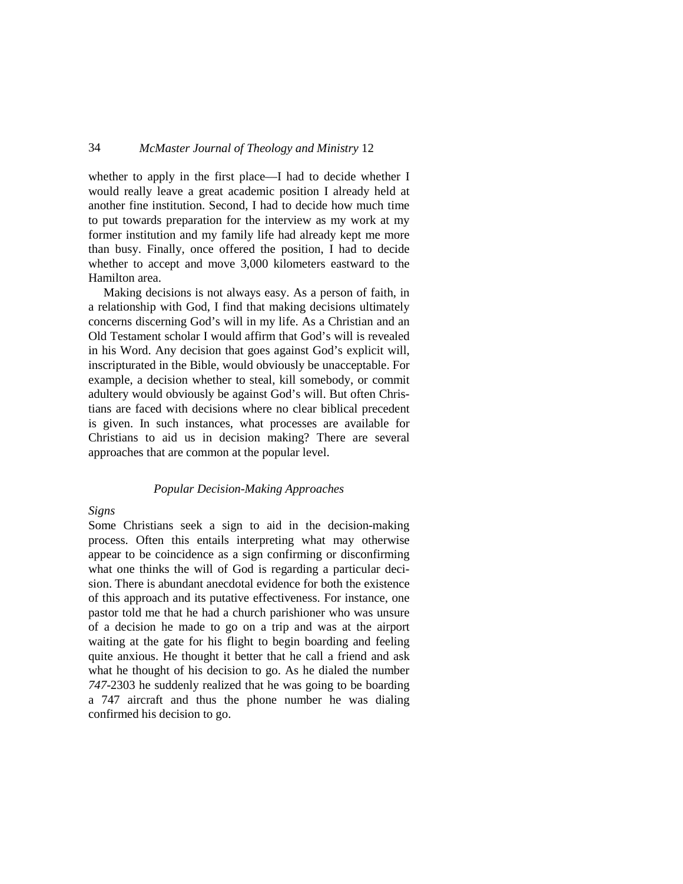whether to apply in the first place—I had to decide whether I would really leave a great academic position I already held at another fine institution. Second, I had to decide how much time to put towards preparation for the interview as my work at my former institution and my family life had already kept me more than busy. Finally, once offered the position, I had to decide whether to accept and move 3,000 kilometers eastward to the Hamilton area.

Making decisions is not always easy. As a person of faith, in a relationship with God, I find that making decisions ultimately concerns discerning God's will in my life. As a Christian and an Old Testament scholar I would affirm that God's will is revealed in his Word. Any decision that goes against God's explicit will, inscripturated in the Bible, would obviously be unacceptable. For example, a decision whether to steal, kill somebody, or commit adultery would obviously be against God's will. But often Christians are faced with decisions where no clear biblical precedent is given. In such instances, what processes are available for Christians to aid us in decision making? There are several approaches that are common at the popular level.

## *Popular Decision-Making Approaches*

### *Signs*

Some Christians seek a sign to aid in the decision-making process. Often this entails interpreting what may otherwise appear to be coincidence as a sign confirming or disconfirming what one thinks the will of God is regarding a particular decision. There is abundant anecdotal evidence for both the existence of this approach and its putative effectiveness. For instance, one pastor told me that he had a church parishioner who was unsure of a decision he made to go on a trip and was at the airport waiting at the gate for his flight to begin boarding and feeling quite anxious. He thought it better that he call a friend and ask what he thought of his decision to go. As he dialed the number *747*-2303 he suddenly realized that he was going to be boarding a 747 aircraft and thus the phone number he was dialing confirmed his decision to go.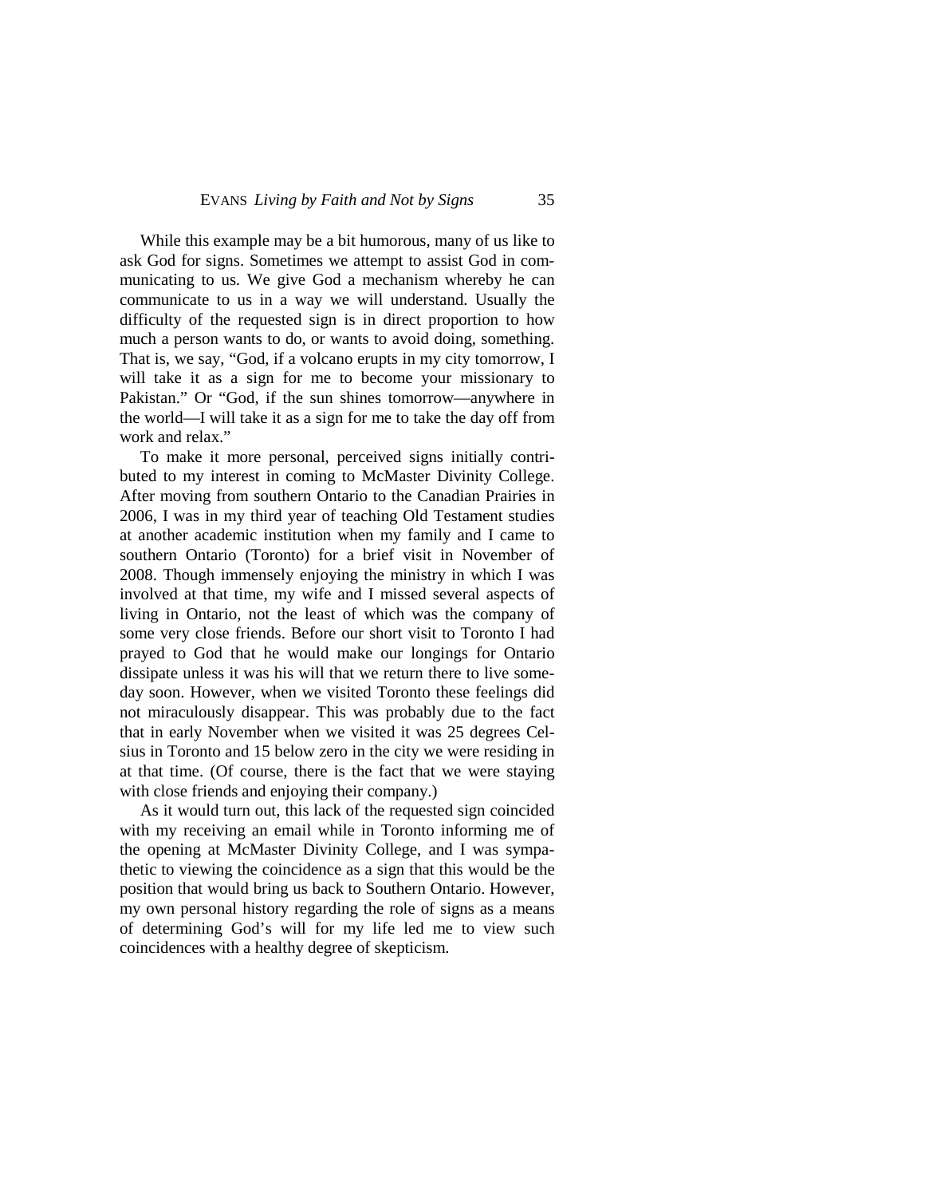While this example may be a bit humorous, many of us like to ask God for signs. Sometimes we attempt to assist God in communicating to us. We give God a mechanism whereby he can communicate to us in a way we will understand. Usually the difficulty of the requested sign is in direct proportion to how much a person wants to do, or wants to avoid doing, something. That is, we say, "God, if a volcano erupts in my city tomorrow, I will take it as a sign for me to become your missionary to Pakistan." Or "God, if the sun shines tomorrow—anywhere in the world—I will take it as a sign for me to take the day off from work and relax."

To make it more personal, perceived signs initially contributed to my interest in coming to McMaster Divinity College. After moving from southern Ontario to the Canadian Prairies in 2006, I was in my third year of teaching Old Testament studies at another academic institution when my family and I came to southern Ontario (Toronto) for a brief visit in November of 2008. Though immensely enjoying the ministry in which I was involved at that time, my wife and I missed several aspects of living in Ontario, not the least of which was the company of some very close friends. Before our short visit to Toronto I had prayed to God that he would make our longings for Ontario dissipate unless it was his will that we return there to live someday soon. However, when we visited Toronto these feelings did not miraculously disappear. This was probably due to the fact that in early November when we visited it was 25 degrees Celsius in Toronto and 15 below zero in the city we were residing in at that time. (Of course, there is the fact that we were staying with close friends and enjoying their company.)

As it would turn out, this lack of the requested sign coincided with my receiving an email while in Toronto informing me of the opening at McMaster Divinity College, and I was sympathetic to viewing the coincidence as a sign that this would be the position that would bring us back to Southern Ontario. However, my own personal history regarding the role of signs as a means of determining God's will for my life led me to view such coincidences with a healthy degree of skepticism.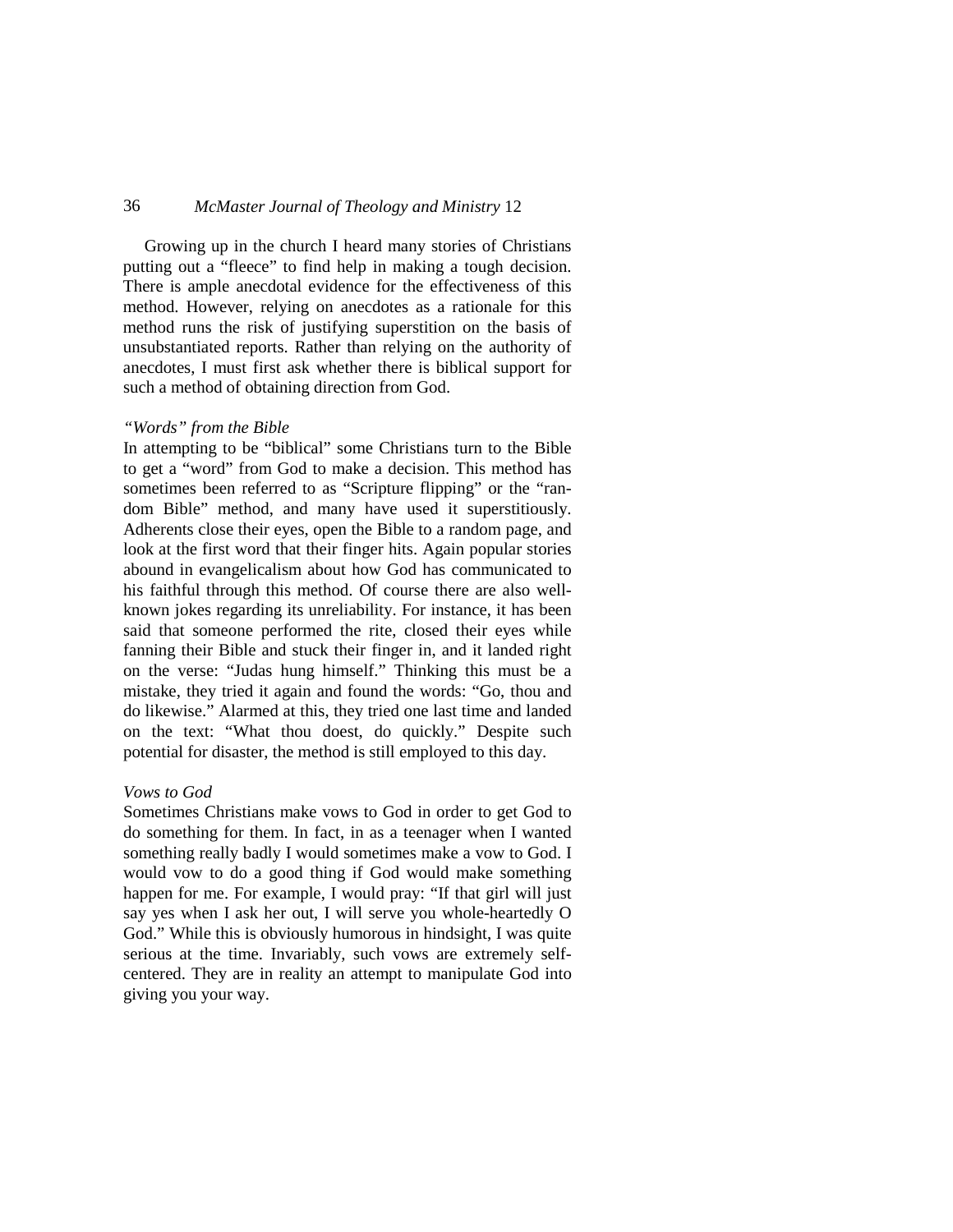Growing up in the church I heard many stories of Christians putting out a "fleece" to find help in making a tough decision. There is ample anecdotal evidence for the effectiveness of this method. However, relying on anecdotes as a rationale for this method runs the risk of justifying superstition on the basis of unsubstantiated reports. Rather than relying on the authority of anecdotes, I must first ask whether there is biblical support for such a method of obtaining direction from God.

*"Words" from the Bible*

In attempting to be "biblical" some Christians turn to the Bible to get a "word" from God to make a decision. This method has sometimes been referred to as "Scripture flipping" or the "random Bible" method, and many have used it superstitiously. Adherents close their eyes, open the Bible to a random page, and look at the first word that their finger hits. Again popular stories abound in evangelicalism about how God has communicated to his faithful through this method. Of course there are also well-known jokes regarding its unreliability. For instance, it has been said that someone performed the rite, closed their eyes while fanning their Bible and stuck their finger in, and it landed right on the verse: "Judas hung himself." Thinking this must be a mistake, they tried it again and found the words: "Go, thou and do likewise." Alarmed at this, they tried one last time and landed on the text: "What thou doest, do quickly." Despite such potential for disaster, the method is still employed to this day.

*Vows to God*

Sometimes Christians make vows to God in order to get God to do something for them. In fact, in as a teenager when I wanted something really badly I would sometimes make a vow to God. I would vow to do a good thing if God would make something happen for me. For example, I would pray: "If that girl will just say yes when I ask her out, I will serve you whole-heartedly O God." While this is obviously humorous in hindsight, I was quite serious at the time. Invariably, such vows are extremely self-centered. They are in reality an attempt to manipulate God into giving you your way.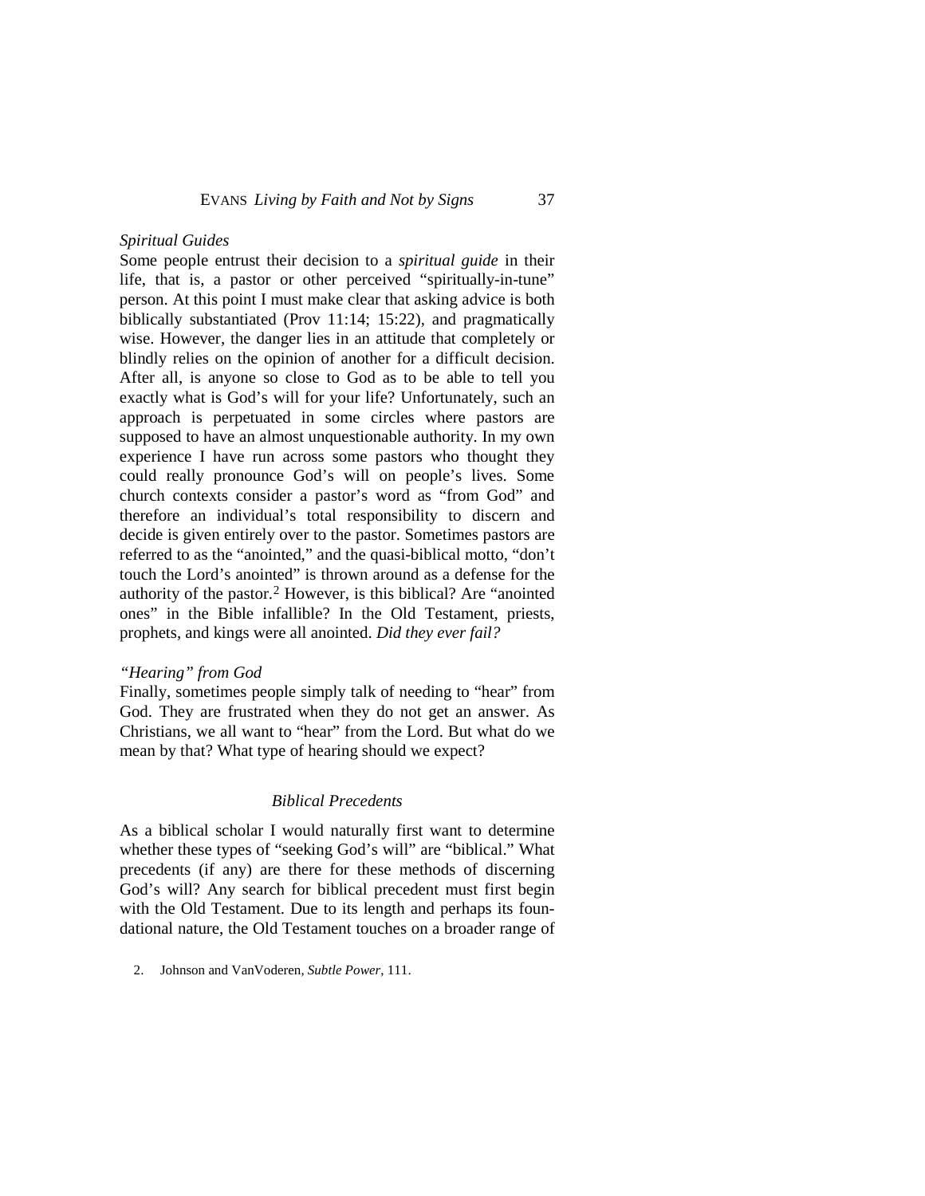*Spiritual Guides*

Some people entrust their decision to a *spiritual guide* in their life, that is, a pastor or other perceived "spiritually-in-tune" person. At this point I must make clear that asking advice is both biblically substantiated (Prov 11:14; 15:22), and pragmatically wise. However, the danger lies in an attitude that completely or blindly relies on the opinion of another for a difficult decision. After all, is anyone so close to God as to be able to tell you exactly what is God's will for your life? Unfortunately, such an approach is perpetuated in some circles where pastors are supposed to have an almost unquestionable authority. In my own experience I have run across some pastors who thought they could really pronounce God's will on people's lives. Some church contexts consider a pastor's word as "from God" and therefore an individual's total responsibility to discern and decide is given entirely over to the pastor. Sometimes pastors are referred to as the "anointed," and the quasi-biblical motto, "don't touch the Lord's anointed" is thrown around as a defense for the authority of the pastor.[2] However, is this biblical? Are "anointed ones" in the Bible infallible? In the Old Testament, priests, prophets, and kings were all anointed. *Did they ever fail?*

*"Hearing" from God*

Finally, sometimes people simply talk of needing to "hear" from God. They are frustrated when they do not get an answer. As Christians, we all want to "hear" from the Lord. But what do we mean by that? What type of hearing should we expect?

## *Biblical Precedents*

As a biblical scholar I would naturally first want to determine whether these types of "seeking God's will" are "biblical." What precedents (if any) are there for these methods of discerning God's will? Any search for biblical precedent must first begin with the Old Testament. Due to its length and perhaps its foundational nature, the Old Testament touches on a broader range of

2. Johnson and VanVoderen, *Subtle Power*, 111.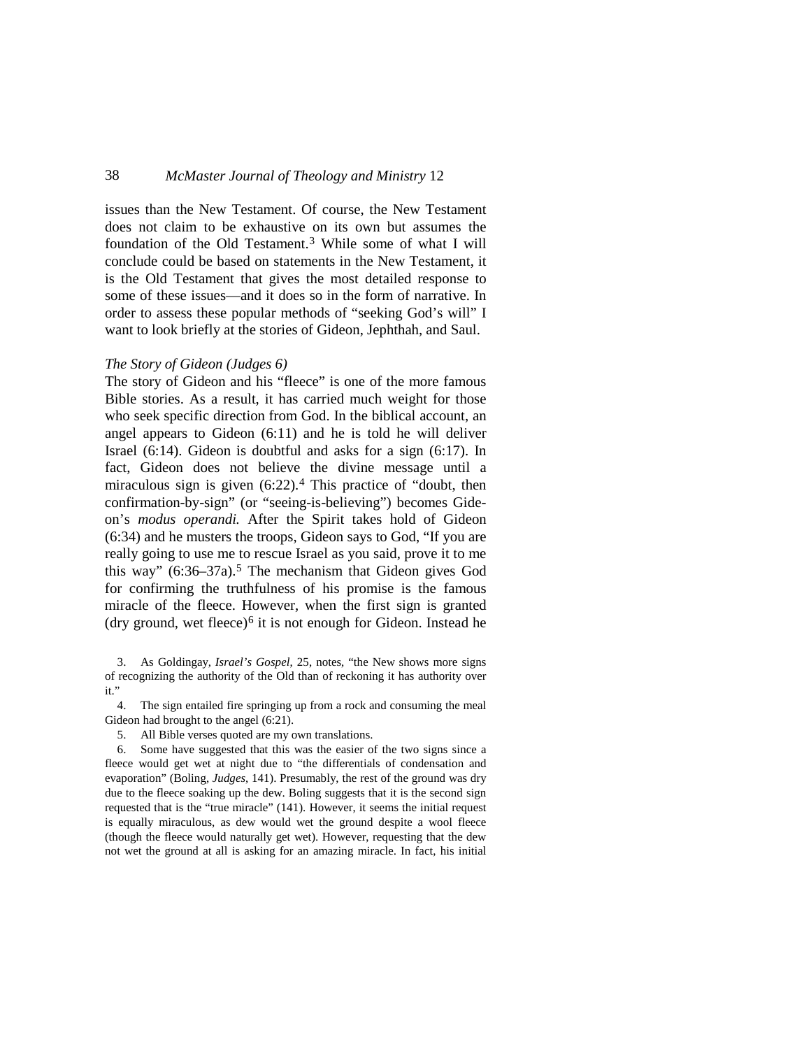issues than the New Testament. Of course, the New Testament does not claim to be exhaustive on its own but assumes the foundation of the Old Testament.[3] While some of what I will conclude could be based on statements in the New Testament, it is the Old Testament that gives the most detailed response to some of these issues—and it does so in the form of narrative. In order to assess these popular methods of "seeking God's will" I want to look briefly at the stories of Gideon, Jephthah, and Saul.

### *The Story of Gideon (Judges 6)*

The story of Gideon and his "fleece" is one of the more famous Bible stories. As a result, it has carried much weight for those who seek specific direction from God. In the biblical account, an angel appears to Gideon (6:11) and he is told he will deliver Israel (6:14). Gideon is doubtful and asks for a sign (6:17). In fact, Gideon does not believe the divine message until a miraculous sign is given (6:22).[4] This practice of "doubt, then confirmation-by-sign" (or "seeing-is-believing") becomes Gideon's *modus operandi.* After the Spirit takes hold of Gideon (6:34) and he musters the troops, Gideon says to God, "If you are really going to use me to rescue Israel as you said, prove it to me this way" (6:36–37a).[5] The mechanism that Gideon gives God for confirming the truthfulness of his promise is the famous miracle of the fleece. However, when the first sign is granted (dry ground, wet fleece)[6] it is not enough for Gideon. Instead he

3. As Goldingay, *Israel's Gospel*, 25, notes, "the New shows more signs of recognizing the authority of the Old than of reckoning it has authority over it."

4. The sign entailed fire springing up from a rock and consuming the meal Gideon had brought to the angel (6:21).

5. All Bible verses quoted are my own translations.

6. Some have suggested that this was the easier of the two signs since a fleece would get wet at night due to "the differentials of condensation and evaporation" (Boling, *Judges*, 141). Presumably, the rest of the ground was dry due to the fleece soaking up the dew. Boling suggests that it is the second sign requested that is the "true miracle" (141). However, it seems the initial request is equally miraculous, as dew would wet the ground despite a wool fleece (though the fleece would naturally get wet). However, requesting that the dew not wet the ground at all is asking for an amazing miracle. In fact, his initial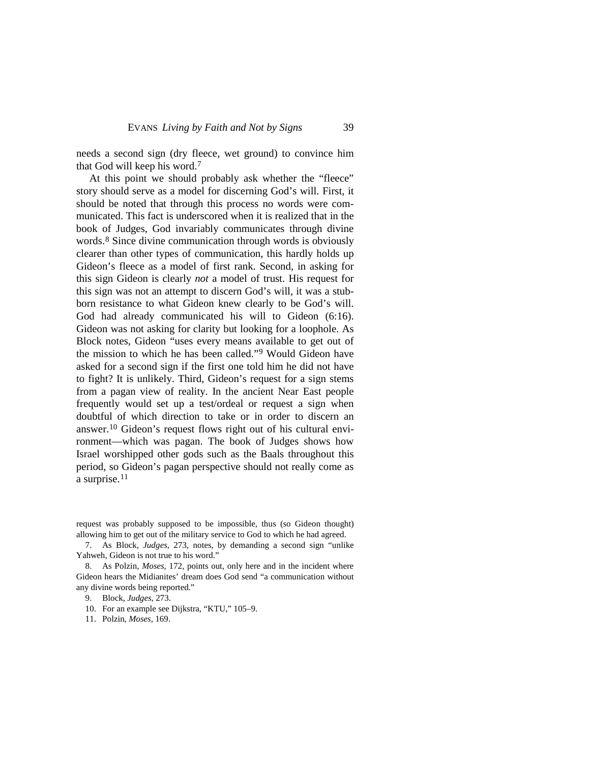needs a second sign (dry fleece, wet ground) to convince him that God will keep his word.[7]

At this point we should probably ask whether the "fleece" story should serve as a model for discerning God's will. First, it should be noted that through this process no words were communicated. This fact is underscored when it is realized that in the book of Judges, God invariably communicates through divine words.[8] Since divine communication through words is obviously clearer than other types of communication, this hardly holds up Gideon's fleece as a model of first rank. Second, in asking for this sign Gideon is clearly *not* a model of trust. His request for this sign was not an attempt to discern God's will, it was a stubborn resistance to what Gideon knew clearly to be God's will. God had already communicated his will to Gideon (6:16). Gideon was not asking for clarity but looking for a loophole. As Block notes, Gideon "uses every means available to get out of the mission to which he has been called."[9] Would Gideon have asked for a second sign if the first one told him he did not have to fight? It is unlikely. Third, Gideon's request for a sign stems from a pagan view of reality. In the ancient Near East people frequently would set up a test/ordeal or request a sign when doubtful of which direction to take or in order to discern an answer.[10] Gideon's request flows right out of his cultural environment—which was pagan. The book of Judges shows how Israel worshipped other gods such as the Baals throughout this period, so Gideon's pagan perspective should not really come as a surprise.[11]

---

request was probably supposed to be impossible, thus (so Gideon thought) allowing him to get out of the military service to God to which he had agreed.

7. As Block, *Judges*, 273, notes, by demanding a second sign "unlike Yahweh, Gideon is not true to his word."

8. As Polzin, *Moses*, 172, points out, only here and in the incident where Gideon hears the Midianites' dream does God send "a communication without any divine words being reported."

9. Block, *Judges*, 273.

10. For an example see Dijkstra, "KTU," 105–9.

11. Polzin, *Moses*, 169.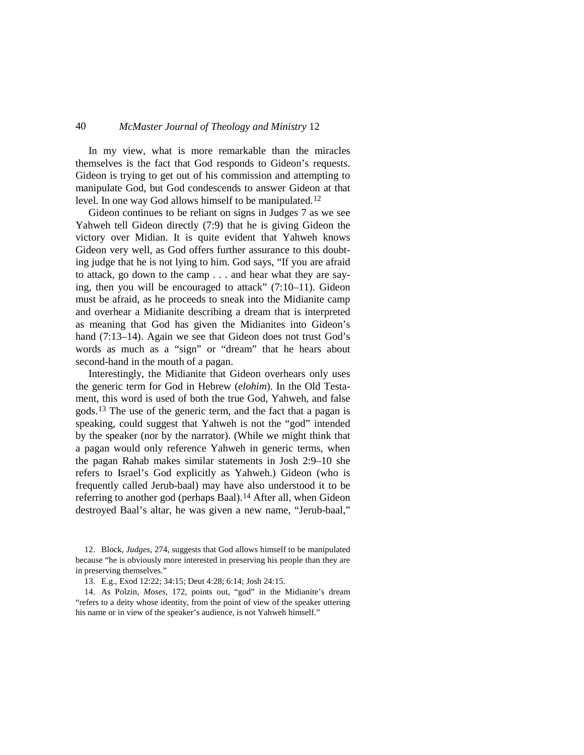In my view, what is more remarkable than the miracles themselves is the fact that God responds to Gideon's requests. Gideon is trying to get out of his commission and attempting to manipulate God, but God condescends to answer Gideon at that level. In one way God allows himself to be manipulated.[12]

Gideon continues to be reliant on signs in Judges 7 as we see Yahweh tell Gideon directly (7:9) that he is giving Gideon the victory over Midian. It is quite evident that Yahweh knows Gideon very well, as God offers further assurance to this doubting judge that he is not lying to him. God says, "If you are afraid to attack, go down to the camp . . . and hear what they are saying, then you will be encouraged to attack" (7:10–11). Gideon must be afraid, as he proceeds to sneak into the Midianite camp and overhear a Midianite describing a dream that is interpreted as meaning that God has given the Midianites into Gideon's hand (7:13–14). Again we see that Gideon does not trust God's words as much as a "sign" or "dream" that he hears about second-hand in the mouth of a pagan.

Interestingly, the Midianite that Gideon overhears only uses the generic term for God in Hebrew (*elohim*). In the Old Testament, this word is used of both the true God, Yahweh, and false gods.[13] The use of the generic term, and the fact that a pagan is speaking, could suggest that Yahweh is not the "god" intended by the speaker (nor by the narrator). (While we might think that a pagan would only reference Yahweh in generic terms, when the pagan Rahab makes similar statements in Josh 2:9–10 she refers to Israel's God explicitly as Yahweh.) Gideon (who is frequently called Jerub-baal) may have also understood it to be referring to another god (perhaps Baal).[14] After all, when Gideon destroyed Baal's altar, he was given a new name, "Jerub-baal,"

12. Block, *Judges*, 274, suggests that God allows himself to be manipulated because "he is obviously more interested in preserving his people than they are in preserving themselves."

13. E.g., Exod 12:22; 34:15; Deut 4:28; 6:14; Josh 24:15.

14. As Polzin, *Moses*, 172, points out, "god" in the Midianite's dream "refers to a deity whose identity, from the point of view of the speaker uttering his name or in view of the speaker's audience, is not Yahweh himself."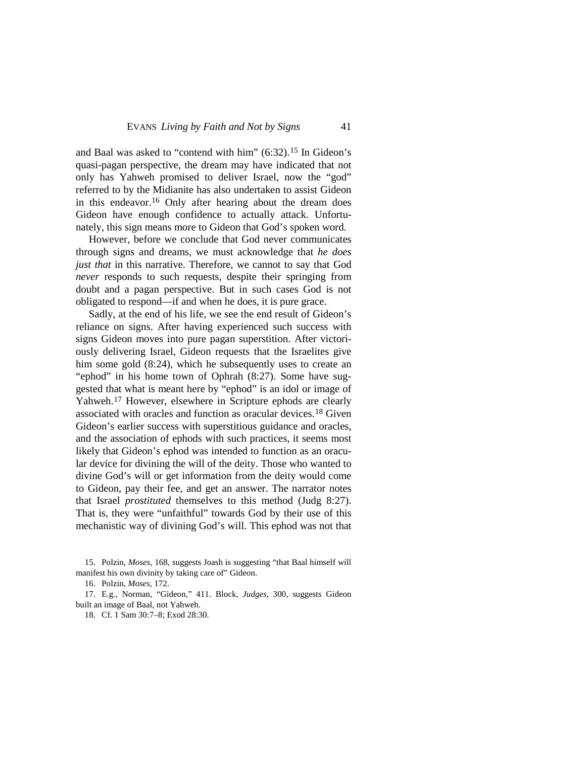and Baal was asked to "contend with him" (6:32).[15] In Gideon's quasi-pagan perspective, the dream may have indicated that not only has Yahweh promised to deliver Israel, now the "god" referred to by the Midianite has also undertaken to assist Gideon in this endeavor.[16] Only after hearing about the dream does Gideon have enough confidence to actually attack. Unfortunately, this sign means more to Gideon that God's spoken word.

However, before we conclude that God never communicates through signs and dreams, we must acknowledge that *he does just that* in this narrative. Therefore, we cannot to say that God *never* responds to such requests, despite their springing from doubt and a pagan perspective. But in such cases God is not obligated to respond—if and when he does, it is pure grace.

Sadly, at the end of his life, we see the end result of Gideon's reliance on signs. After having experienced such success with signs Gideon moves into pure pagan superstition. After victoriously delivering Israel, Gideon requests that the Israelites give him some gold (8:24), which he subsequently uses to create an "ephod" in his home town of Ophrah (8:27). Some have suggested that what is meant here by "ephod" is an idol or image of Yahweh.[17] However, elsewhere in Scripture ephods are clearly associated with oracles and function as oracular devices.[18] Given Gideon's earlier success with superstitious guidance and oracles, and the association of ephods with such practices, it seems most likely that Gideon's ephod was intended to function as an oracular device for divining the will of the deity. Those who wanted to divine God's will or get information from the deity would come to Gideon, pay their fee, and get an answer. The narrator notes that Israel *prostituted* themselves to this method (Judg 8:27). That is, they were "unfaithful" towards God by their use of this mechanistic way of divining God's will. This ephod was not that

15. Polzin, *Moses*, 168, suggests Joash is suggesting "that Baal himself will manifest his own divinity by taking care of" Gideon.

16. Polzin, *Moses*, 172.

17. E.g., Norman, "Gideon," 411. Block, *Judges*, 300, suggests Gideon built an image of Baal, not Yahweh.

18. Cf. 1 Sam 30:7–8; Exod 28:30.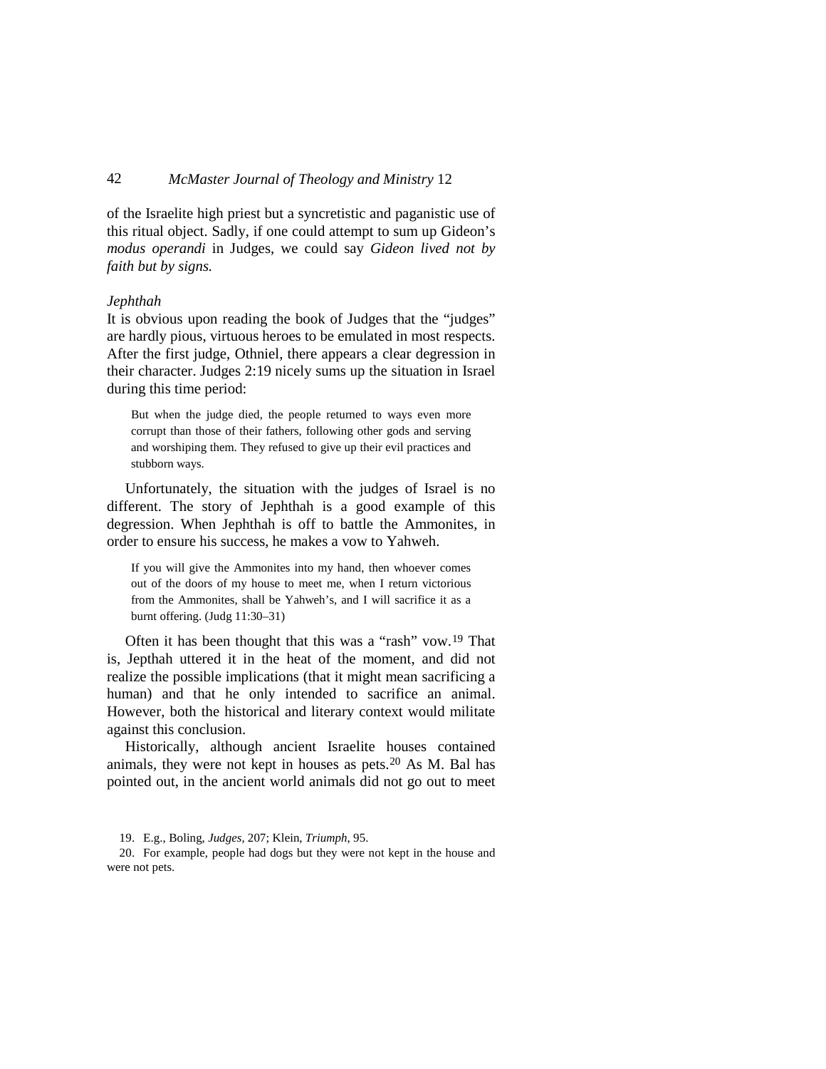of the Israelite high priest but a syncretistic and paganistic use of this ritual object. Sadly, if one could attempt to sum up Gideon's *modus operandi* in Judges, we could say *Gideon lived not by faith but by signs.*

*Jephthah*

It is obvious upon reading the book of Judges that the "judges" are hardly pious, virtuous heroes to be emulated in most respects. After the first judge, Othniel, there appears a clear degression in their character. Judges 2:19 nicely sums up the situation in Israel during this time period:

> But when the judge died, the people returned to ways even more corrupt than those of their fathers, following other gods and serving and worshiping them. They refused to give up their evil practices and stubborn ways.

Unfortunately, the situation with the judges of Israel is no different. The story of Jephthah is a good example of this degression. When Jephthah is off to battle the Ammonites, in order to ensure his success, he makes a vow to Yahweh.

> If you will give the Ammonites into my hand, then whoever comes out of the doors of my house to meet me, when I return victorious from the Ammonites, shall be Yahweh's, and I will sacrifice it as a burnt offering. (Judg 11:30–31)

Often it has been thought that this was a "rash" vow.[19] That is, Jepthah uttered it in the heat of the moment, and did not realize the possible implications (that it might mean sacrificing a human) and that he only intended to sacrifice an animal. However, both the historical and literary context would militate against this conclusion.

Historically, although ancient Israelite houses contained animals, they were not kept in houses as pets.[20] As M. Bal has pointed out, in the ancient world animals did not go out to meet

---

19. E.g., Boling, *Judges*, 207; Klein, *Triumph*, 95.

20. For example, people had dogs but they were not kept in the house and were not pets.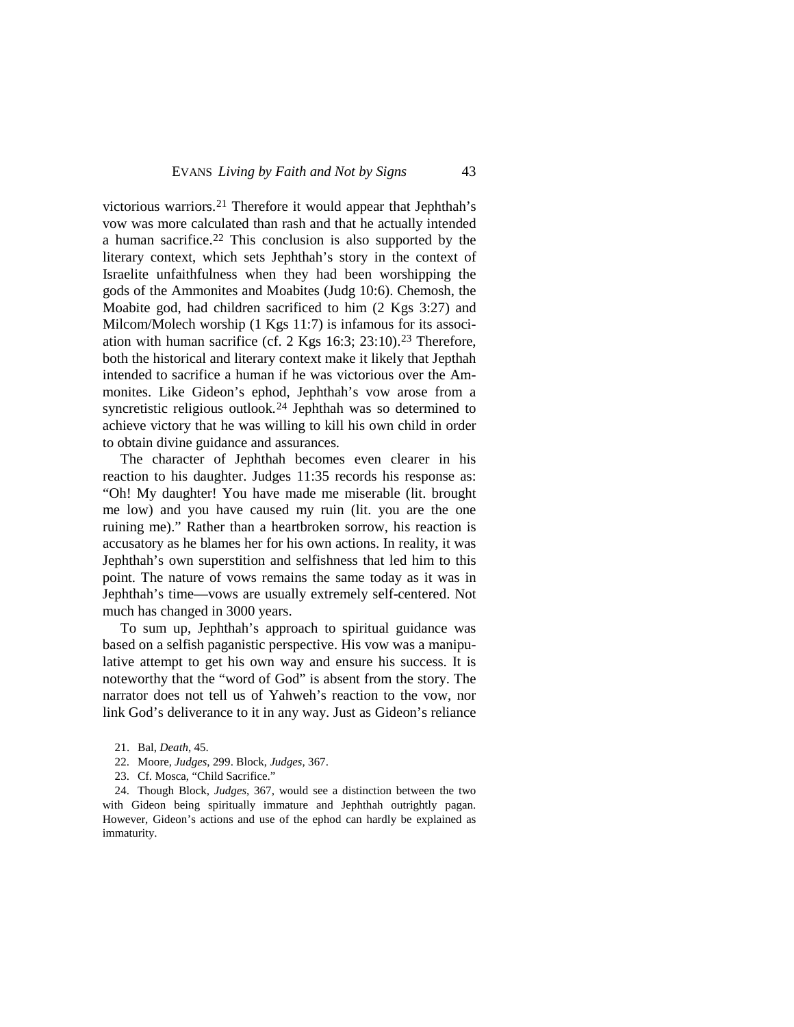victorious warriors.[21] Therefore it would appear that Jephthah's vow was more calculated than rash and that he actually intended a human sacrifice.[22] This conclusion is also supported by the literary context, which sets Jephthah's story in the context of Israelite unfaithfulness when they had been worshipping the gods of the Ammonites and Moabites (Judg 10:6). Chemosh, the Moabite god, had children sacrificed to him (2 Kgs 3:27) and Milcom/Molech worship (1 Kgs 11:7) is infamous for its association with human sacrifice (cf. 2 Kgs 16:3; 23:10).[23] Therefore, both the historical and literary context make it likely that Jepthah intended to sacrifice a human if he was victorious over the Ammonites. Like Gideon's ephod, Jephthah's vow arose from a syncretistic religious outlook.[24] Jephthah was so determined to achieve victory that he was willing to kill his own child in order to obtain divine guidance and assurances.

The character of Jephthah becomes even clearer in his reaction to his daughter. Judges 11:35 records his response as: "Oh! My daughter! You have made me miserable (lit. brought me low) and you have caused my ruin (lit. you are the one ruining me)." Rather than a heartbroken sorrow, his reaction is accusatory as he blames her for his own actions. In reality, it was Jephthah's own superstition and selfishness that led him to this point. The nature of vows remains the same today as it was in Jephthah's time—vows are usually extremely self-centered. Not much has changed in 3000 years.

To sum up, Jephthah's approach to spiritual guidance was based on a selfish paganistic perspective. His vow was a manipulative attempt to get his own way and ensure his success. It is noteworthy that the "word of God" is absent from the story. The narrator does not tell us of Yahweh's reaction to the vow, nor link God's deliverance to it in any way. Just as Gideon's reliance

21. Bal, *Death*, 45.

22. Moore, *Judges*, 299. Block, *Judges*, 367.

23. Cf. Mosca, "Child Sacrifice."

24. Though Block, *Judges*, 367, would see a distinction between the two with Gideon being spiritually immature and Jephthah outrightly pagan. However, Gideon's actions and use of the ephod can hardly be explained as immaturity.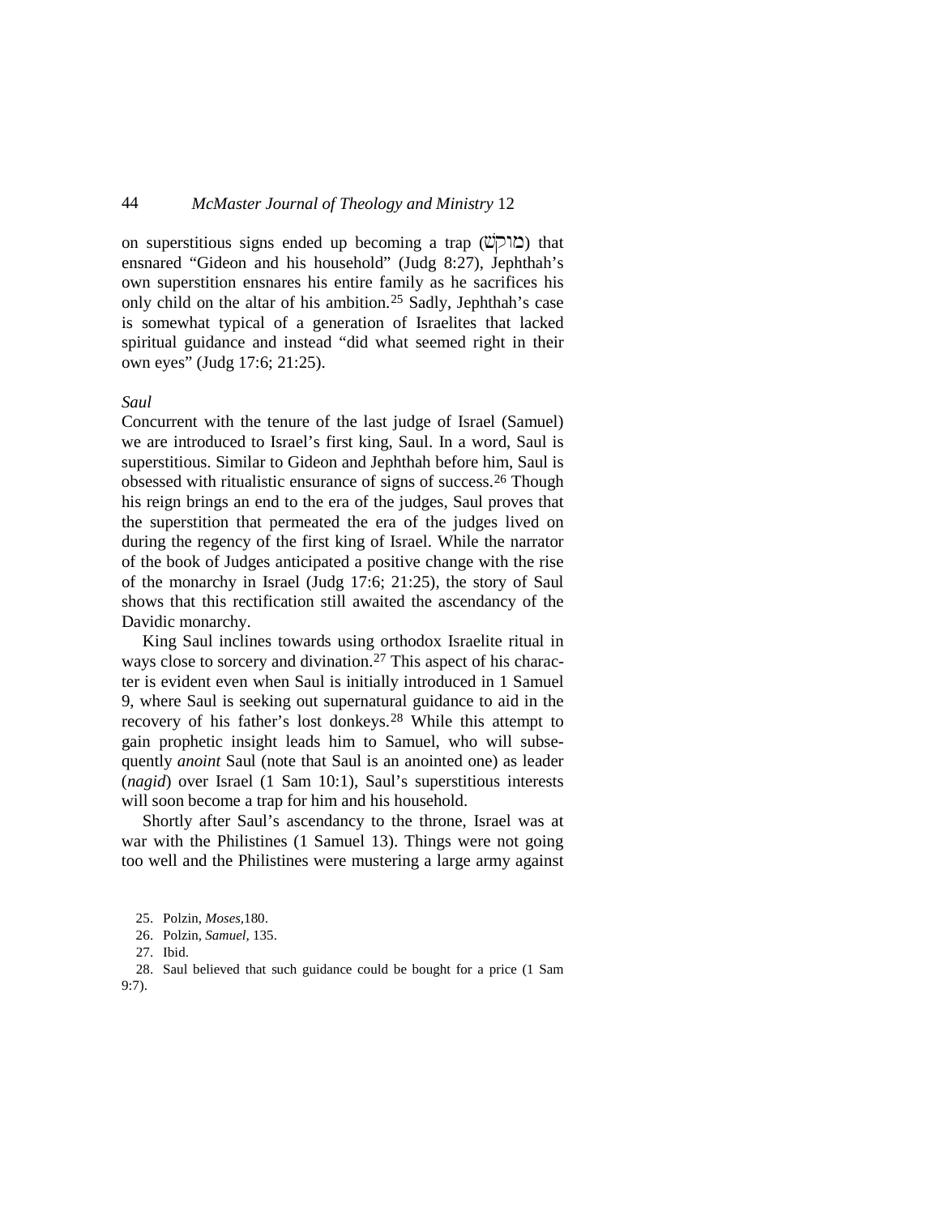on superstitious signs ended up becoming a trap (מוֹקֵשׁ) that ensnared "Gideon and his household" (Judg 8:27), Jephthah's own superstition ensnares his entire family as he sacrifices his only child on the altar of his ambition.[25] Sadly, Jephthah's case is somewhat typical of a generation of Israelites that lacked spiritual guidance and instead "did what seemed right in their own eyes" (Judg 17:6; 21:25).

*Saul*

Concurrent with the tenure of the last judge of Israel (Samuel) we are introduced to Israel's first king, Saul. In a word, Saul is superstitious. Similar to Gideon and Jephthah before him, Saul is obsessed with ritualistic ensurance of signs of success.[26] Though his reign brings an end to the era of the judges, Saul proves that the superstition that permeated the era of the judges lived on during the regency of the first king of Israel. While the narrator of the book of Judges anticipated a positive change with the rise of the monarchy in Israel (Judg 17:6; 21:25), the story of Saul shows that this rectification still awaited the ascendancy of the Davidic monarchy.

King Saul inclines towards using orthodox Israelite ritual in ways close to sorcery and divination.[27] This aspect of his character is evident even when Saul is initially introduced in 1 Samuel 9, where Saul is seeking out supernatural guidance to aid in the recovery of his father's lost donkeys.[28] While this attempt to gain prophetic insight leads him to Samuel, who will subsequently *anoint* Saul (note that Saul is an anointed one) as leader (*nagid*) over Israel (1 Sam 10:1), Saul's superstitious interests will soon become a trap for him and his household.

Shortly after Saul's ascendancy to the throne, Israel was at war with the Philistines (1 Samuel 13). Things were not going too well and the Philistines were mustering a large army against

25. Polzin, *Moses*,180.

26. Polzin, *Samuel*, 135.

27. Ibid.

28. Saul believed that such guidance could be bought for a price (1 Sam 9:7).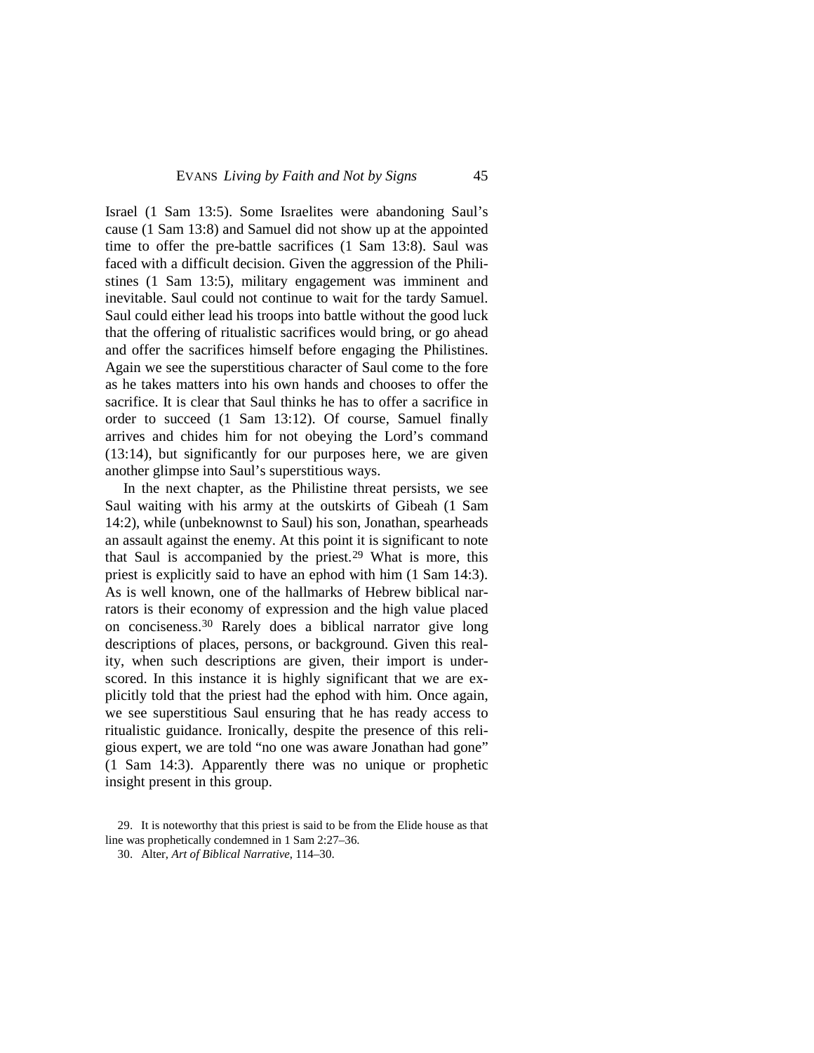Israel (1 Sam 13:5). Some Israelites were abandoning Saul's cause (1 Sam 13:8) and Samuel did not show up at the appointed time to offer the pre-battle sacrifices (1 Sam 13:8). Saul was faced with a difficult decision. Given the aggression of the Philistines (1 Sam 13:5), military engagement was imminent and inevitable. Saul could not continue to wait for the tardy Samuel. Saul could either lead his troops into battle without the good luck that the offering of ritualistic sacrifices would bring, or go ahead and offer the sacrifices himself before engaging the Philistines. Again we see the superstitious character of Saul come to the fore as he takes matters into his own hands and chooses to offer the sacrifice. It is clear that Saul thinks he has to offer a sacrifice in order to succeed (1 Sam 13:12). Of course, Samuel finally arrives and chides him for not obeying the Lord's command (13:14), but significantly for our purposes here, we are given another glimpse into Saul's superstitious ways.

In the next chapter, as the Philistine threat persists, we see Saul waiting with his army at the outskirts of Gibeah (1 Sam 14:2), while (unbeknownst to Saul) his son, Jonathan, spearheads an assault against the enemy. At this point it is significant to note that Saul is accompanied by the priest.[29] What is more, this priest is explicitly said to have an ephod with him (1 Sam 14:3). As is well known, one of the hallmarks of Hebrew biblical narrators is their economy of expression and the high value placed on conciseness.[30] Rarely does a biblical narrator give long descriptions of places, persons, or background. Given this reality, when such descriptions are given, their import is underscored. In this instance it is highly significant that we are explicitly told that the priest had the ephod with him. Once again, we see superstitious Saul ensuring that he has ready access to ritualistic guidance. Ironically, despite the presence of this religious expert, we are told "no one was aware Jonathan had gone" (1 Sam 14:3). Apparently there was no unique or prophetic insight present in this group.

29. It is noteworthy that this priest is said to be from the Elide house as that line was prophetically condemned in 1 Sam 2:27–36.

30. Alter, *Art of Biblical Narrative*, 114–30.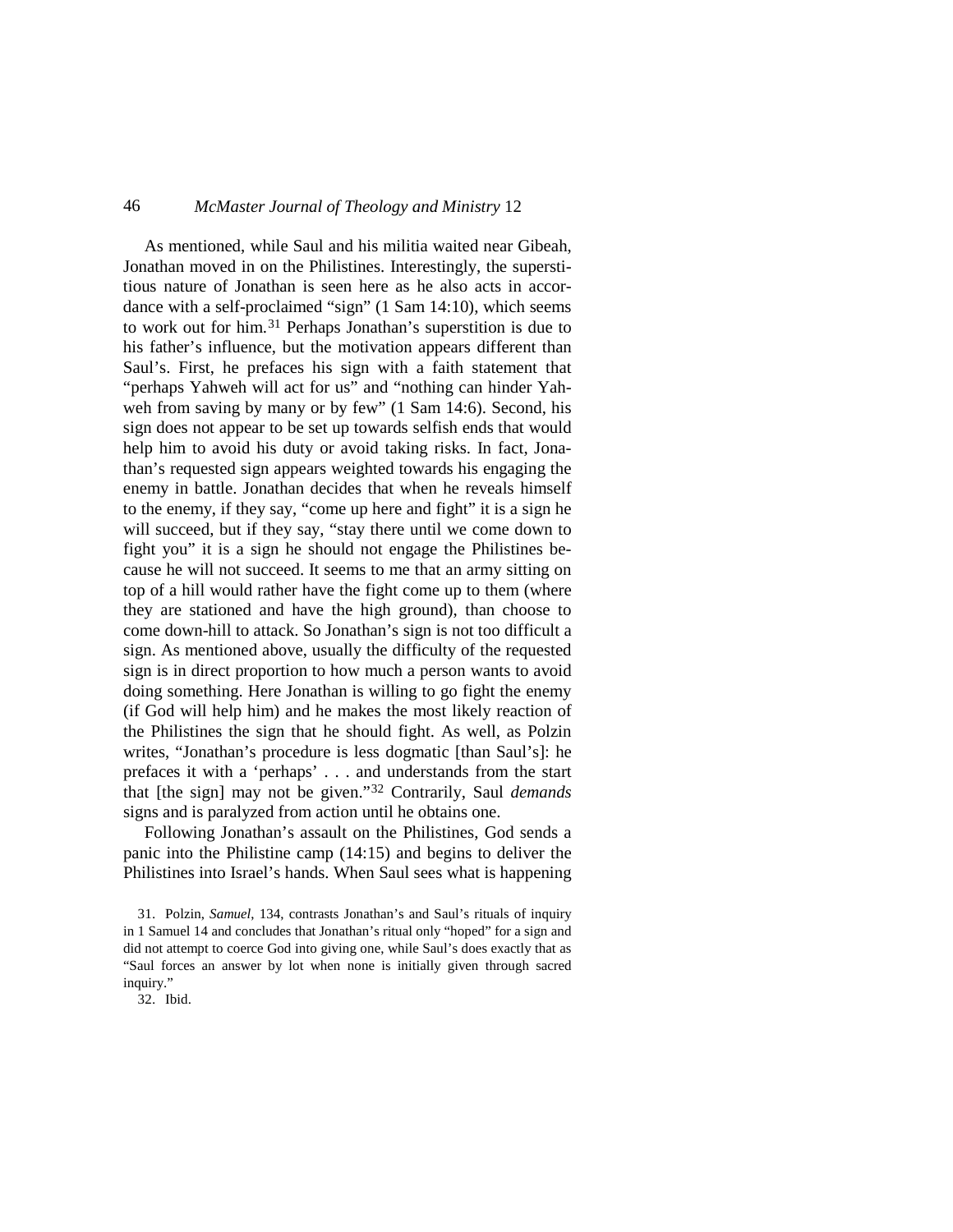As mentioned, while Saul and his militia waited near Gibeah, Jonathan moved in on the Philistines. Interestingly, the superstitious nature of Jonathan is seen here as he also acts in accordance with a self-proclaimed "sign" (1 Sam 14:10), which seems to work out for him.[31] Perhaps Jonathan's superstition is due to his father's influence, but the motivation appears different than Saul's. First, he prefaces his sign with a faith statement that "perhaps Yahweh will act for us" and "nothing can hinder Yahweh from saving by many or by few" (1 Sam 14:6). Second, his sign does not appear to be set up towards selfish ends that would help him to avoid his duty or avoid taking risks. In fact, Jonathan's requested sign appears weighted towards his engaging the enemy in battle. Jonathan decides that when he reveals himself to the enemy, if they say, "come up here and fight" it is a sign he will succeed, but if they say, "stay there until we come down to fight you" it is a sign he should not engage the Philistines because he will not succeed. It seems to me that an army sitting on top of a hill would rather have the fight come up to them (where they are stationed and have the high ground), than choose to come down-hill to attack. So Jonathan's sign is not too difficult a sign. As mentioned above, usually the difficulty of the requested sign is in direct proportion to how much a person wants to avoid doing something. Here Jonathan is willing to go fight the enemy (if God will help him) and he makes the most likely reaction of the Philistines the sign that he should fight. As well, as Polzin writes, "Jonathan's procedure is less dogmatic [than Saul's]: he prefaces it with a 'perhaps' . . . and understands from the start that [the sign] may not be given."[32] Contrarily, Saul *demands* signs and is paralyzed from action until he obtains one.

Following Jonathan's assault on the Philistines, God sends a panic into the Philistine camp (14:15) and begins to deliver the Philistines into Israel's hands. When Saul sees what is happening

31. Polzin, *Samuel*, 134, contrasts Jonathan's and Saul's rituals of inquiry in 1 Samuel 14 and concludes that Jonathan's ritual only "hoped" for a sign and did not attempt to coerce God into giving one, while Saul's does exactly that as "Saul forces an answer by lot when none is initially given through sacred inquiry."

32. Ibid.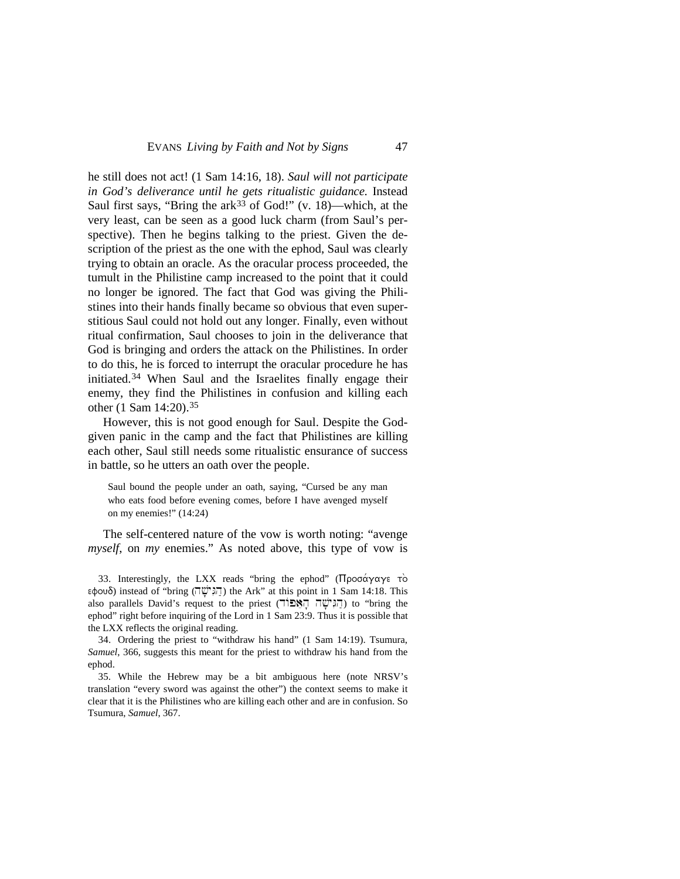he still does not act! (1 Sam 14:16, 18). *Saul will not participate in God's deliverance until he gets ritualistic guidance.* Instead Saul first says, "Bring the ark[33] of God!" (v. 18)—which, at the very least, can be seen as a good luck charm (from Saul's perspective). Then he begins talking to the priest. Given the description of the priest as the one with the ephod, Saul was clearly trying to obtain an oracle. As the oracular process proceeded, the tumult in the Philistine camp increased to the point that it could no longer be ignored. The fact that God was giving the Philistines into their hands finally became so obvious that even superstitious Saul could not hold out any longer. Finally, even without ritual confirmation, Saul chooses to join in the deliverance that God is bringing and orders the attack on the Philistines. In order to do this, he is forced to interrupt the oracular procedure he has initiated.[34] When Saul and the Israelites finally engage their enemy, they find the Philistines in confusion and killing each other (1 Sam 14:20).[35]

However, this is not good enough for Saul. Despite the God-given panic in the camp and the fact that Philistines are killing each other, Saul still needs some ritualistic ensurance of success in battle, so he utters an oath over the people.

> Saul bound the people under an oath, saying, "Cursed be any man who eats food before evening comes, before I have avenged myself on my enemies!" (14:24)

The self-centered nature of the vow is worth noting: "avenge *myself*, on *my* enemies." As noted above, this type of vow is

33. Interestingly, the LXX reads "bring the ephod" (Προσάγαγε τὸ εφουδ) instead of "bring (הַגִּישָׁה) the Ark" at this point in 1 Sam 14:18. This also parallels David's request to the priest (הַגִּישָׁה הָאֵפוֹד) to "bring the ephod" right before inquiring of the Lord in 1 Sam 23:9. Thus it is possible that the LXX reflects the original reading.

34. Ordering the priest to "withdraw his hand" (1 Sam 14:19). Tsumura, *Samuel*, 366, suggests this meant for the priest to withdraw his hand from the ephod.

35. While the Hebrew may be a bit ambiguous here (note NRSV's translation "every sword was against the other") the context seems to make it clear that it is the Philistines who are killing each other and are in confusion. So Tsumura, *Samuel*, 367.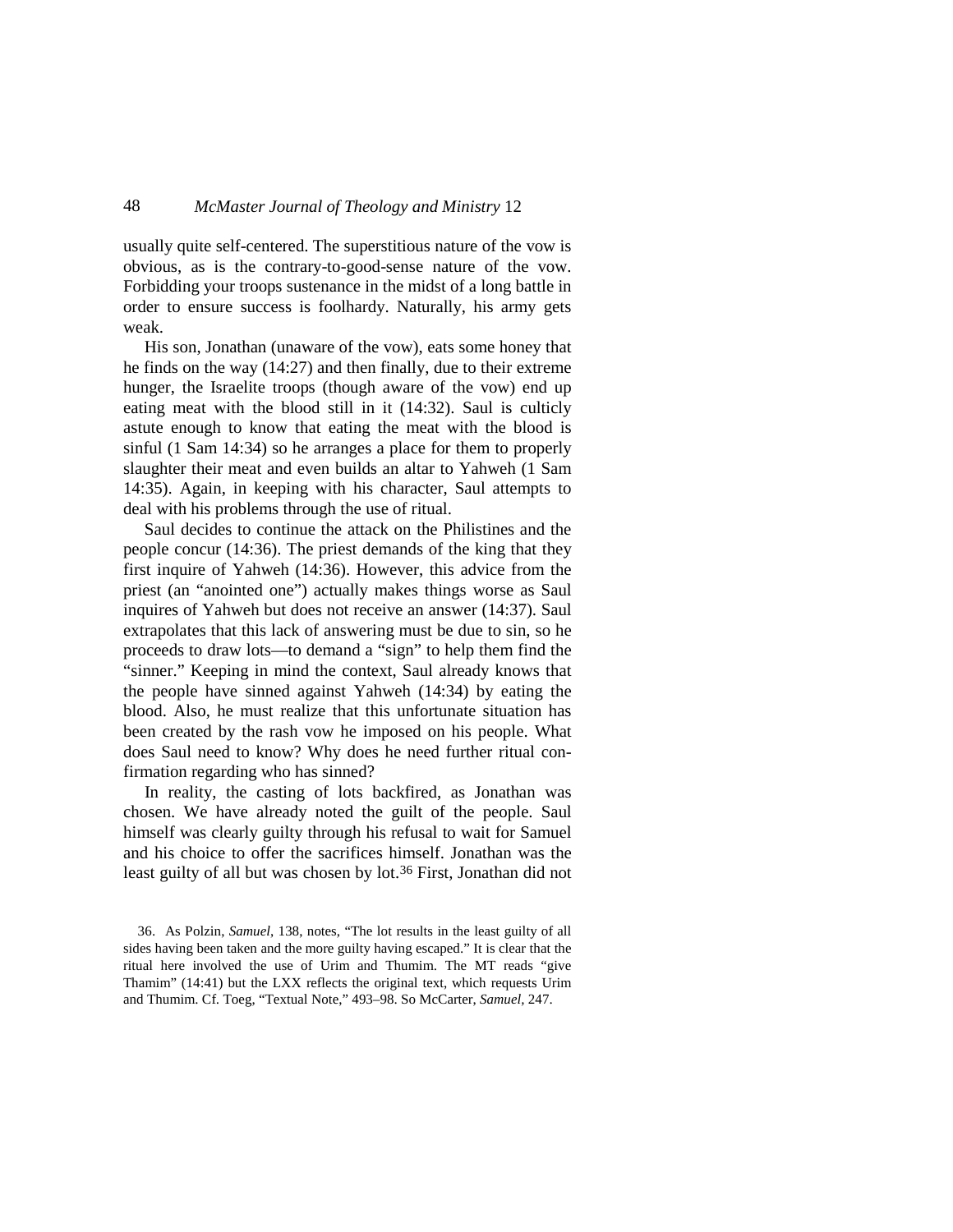usually quite self-centered. The superstitious nature of the vow is obvious, as is the contrary-to-good-sense nature of the vow. Forbidding your troops sustenance in the midst of a long battle in order to ensure success is foolhardy. Naturally, his army gets weak.

His son, Jonathan (unaware of the vow), eats some honey that he finds on the way (14:27) and then finally, due to their extreme hunger, the Israelite troops (though aware of the vow) end up eating meat with the blood still in it (14:32). Saul is culticly astute enough to know that eating the meat with the blood is sinful (1 Sam 14:34) so he arranges a place for them to properly slaughter their meat and even builds an altar to Yahweh (1 Sam 14:35). Again, in keeping with his character, Saul attempts to deal with his problems through the use of ritual.

Saul decides to continue the attack on the Philistines and the people concur (14:36). The priest demands of the king that they first inquire of Yahweh (14:36). However, this advice from the priest (an "anointed one") actually makes things worse as Saul inquires of Yahweh but does not receive an answer (14:37). Saul extrapolates that this lack of answering must be due to sin, so he proceeds to draw lots—to demand a "sign" to help them find the "sinner." Keeping in mind the context, Saul already knows that the people have sinned against Yahweh (14:34) by eating the blood. Also, he must realize that this unfortunate situation has been created by the rash vow he imposed on his people. What does Saul need to know? Why does he need further ritual confirmation regarding who has sinned?

In reality, the casting of lots backfired, as Jonathan was chosen. We have already noted the guilt of the people. Saul himself was clearly guilty through his refusal to wait for Samuel and his choice to offer the sacrifices himself. Jonathan was the least guilty of all but was chosen by lot.[36] First, Jonathan did not

36. As Polzin, *Samuel*, 138, notes, "The lot results in the least guilty of all sides having been taken and the more guilty having escaped." It is clear that the ritual here involved the use of Urim and Thumim. The MT reads "give Thamim" (14:41) but the LXX reflects the original text, which requests Urim and Thumim. Cf. Toeg, "Textual Note," 493–98. So McCarter, *Samuel,* 247.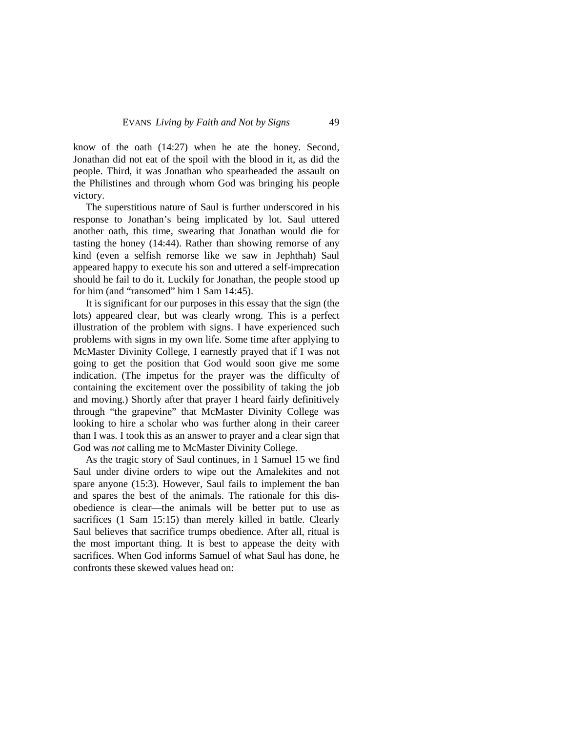know of the oath (14:27) when he ate the honey. Second, Jonathan did not eat of the spoil with the blood in it, as did the people. Third, it was Jonathan who spearheaded the assault on the Philistines and through whom God was bringing his people victory.

The superstitious nature of Saul is further underscored in his response to Jonathan's being implicated by lot. Saul uttered another oath, this time, swearing that Jonathan would die for tasting the honey (14:44). Rather than showing remorse of any kind (even a selfish remorse like we saw in Jephthah) Saul appeared happy to execute his son and uttered a self-imprecation should he fail to do it. Luckily for Jonathan, the people stood up for him (and "ransomed" him 1 Sam 14:45).

It is significant for our purposes in this essay that the sign (the lots) appeared clear, but was clearly wrong. This is a perfect illustration of the problem with signs. I have experienced such problems with signs in my own life. Some time after applying to McMaster Divinity College, I earnestly prayed that if I was not going to get the position that God would soon give me some indication. (The impetus for the prayer was the difficulty of containing the excitement over the possibility of taking the job and moving.) Shortly after that prayer I heard fairly definitively through "the grapevine" that McMaster Divinity College was looking to hire a scholar who was further along in their career than I was. I took this as an answer to prayer and a clear sign that God was *not* calling me to McMaster Divinity College.

As the tragic story of Saul continues, in 1 Samuel 15 we find Saul under divine orders to wipe out the Amalekites and not spare anyone (15:3). However, Saul fails to implement the ban and spares the best of the animals. The rationale for this disobedience is clear—the animals will be better put to use as sacrifices (1 Sam 15:15) than merely killed in battle. Clearly Saul believes that sacrifice trumps obedience. After all, ritual is the most important thing. It is best to appease the deity with sacrifices. When God informs Samuel of what Saul has done, he confronts these skewed values head on: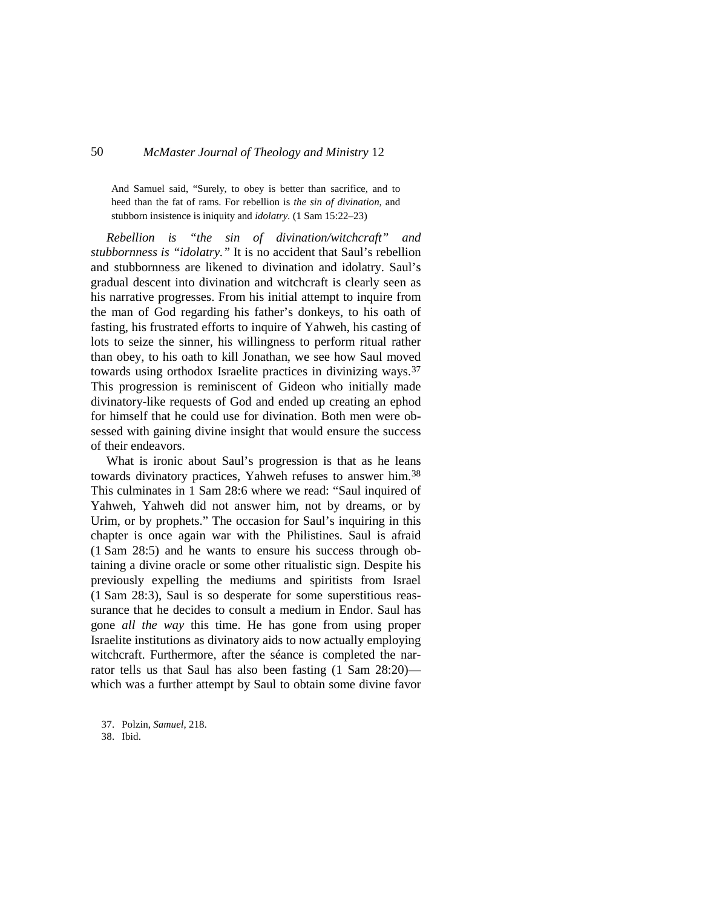> And Samuel said, "Surely, to obey is better than sacrifice, and to heed than the fat of rams. For rebellion is *the sin of divination,* and stubborn insistence is iniquity and *idolatry.* (1 Sam 15:22–23)

*Rebellion is "the sin of divination/witchcraft" and stubbornness is "idolatry."* It is no accident that Saul's rebellion and stubbornness are likened to divination and idolatry. Saul's gradual descent into divination and witchcraft is clearly seen as his narrative progresses. From his initial attempt to inquire from the man of God regarding his father's donkeys, to his oath of fasting, his frustrated efforts to inquire of Yahweh, his casting of lots to seize the sinner, his willingness to perform ritual rather than obey, to his oath to kill Jonathan, we see how Saul moved towards using orthodox Israelite practices in divinizing ways.[37] This progression is reminiscent of Gideon who initially made divinatory-like requests of God and ended up creating an ephod for himself that he could use for divination. Both men were obsessed with gaining divine insight that would ensure the success of their endeavors.

What is ironic about Saul's progression is that as he leans towards divinatory practices, Yahweh refuses to answer him.[38] This culminates in 1 Sam 28:6 where we read: "Saul inquired of Yahweh, Yahweh did not answer him, not by dreams, or by Urim, or by prophets." The occasion for Saul's inquiring in this chapter is once again war with the Philistines. Saul is afraid (1 Sam 28:5) and he wants to ensure his success through obtaining a divine oracle or some other ritualistic sign. Despite his previously expelling the mediums and spiritists from Israel (1 Sam 28:3), Saul is so desperate for some superstitious reassurance that he decides to consult a medium in Endor. Saul has gone *all the way* this time. He has gone from using proper Israelite institutions as divinatory aids to now actually employing witchcraft. Furthermore, after the séance is completed the narrator tells us that Saul has also been fasting (1 Sam 28:20)—which was a further attempt by Saul to obtain some divine favor

37. Polzin, *Samuel*, 218.

38. Ibid.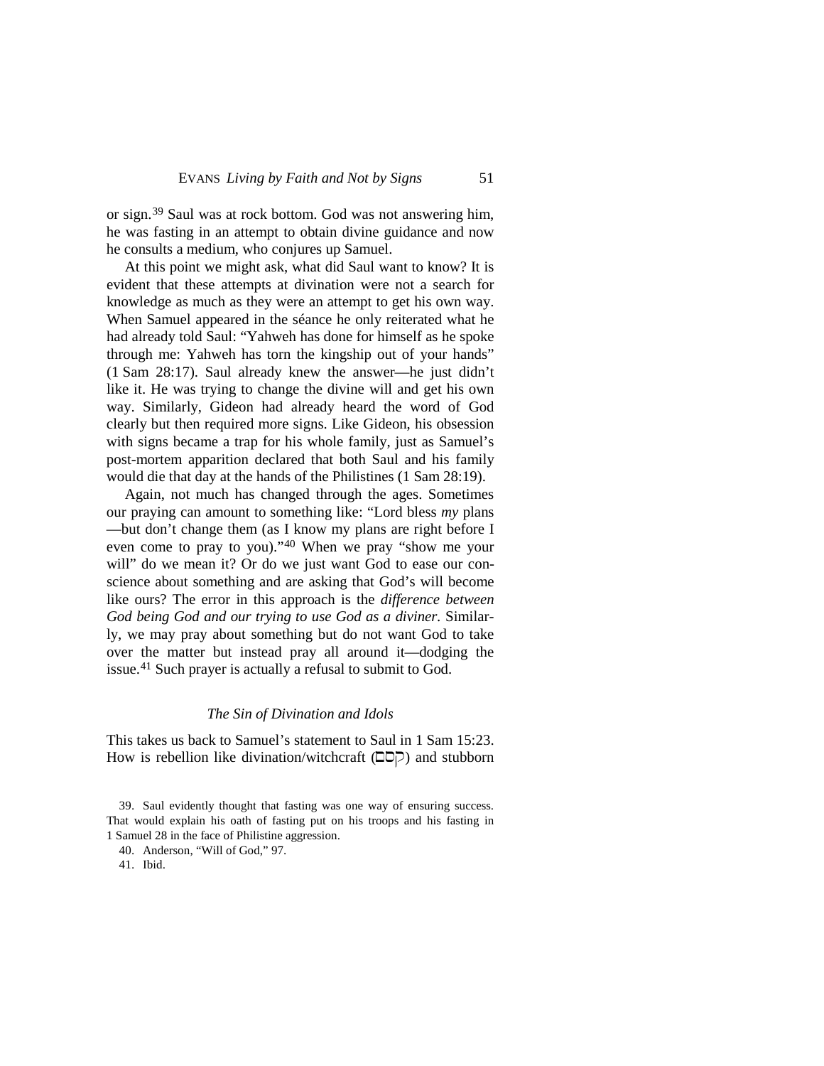or sign.[39] Saul was at rock bottom. God was not answering him, he was fasting in an attempt to obtain divine guidance and now he consults a medium, who conjures up Samuel.

At this point we might ask, what did Saul want to know? It is evident that these attempts at divination were not a search for knowledge as much as they were an attempt to get his own way. When Samuel appeared in the séance he only reiterated what he had already told Saul: "Yahweh has done for himself as he spoke through me: Yahweh has torn the kingship out of your hands" (1 Sam 28:17). Saul already knew the answer—he just didn't like it. He was trying to change the divine will and get his own way. Similarly, Gideon had already heard the word of God clearly but then required more signs. Like Gideon, his obsession with signs became a trap for his whole family, just as Samuel's post-mortem apparition declared that both Saul and his family would die that day at the hands of the Philistines (1 Sam 28:19).

Again, not much has changed through the ages. Sometimes our praying can amount to something like: "Lord bless *my* plans —but don't change them (as I know my plans are right before I even come to pray to you)."[40] When we pray "show me your will" do we mean it? Or do we just want God to ease our conscience about something and are asking that God's will become like ours? The error in this approach is the *difference between God being God and our trying to use God as a diviner*. Similarly, we may pray about something but do not want God to take over the matter but instead pray all around it—dodging the issue.[41] Such prayer is actually a refusal to submit to God.

### *The Sin of Divination and Idols*

This takes us back to Samuel's statement to Saul in 1 Sam 15:23. How is rebellion like divination/witchcraft (קסם) and stubborn

39. Saul evidently thought that fasting was one way of ensuring success. That would explain his oath of fasting put on his troops and his fasting in 1 Samuel 28 in the face of Philistine aggression.

40. Anderson, "Will of God," 97.

41. Ibid.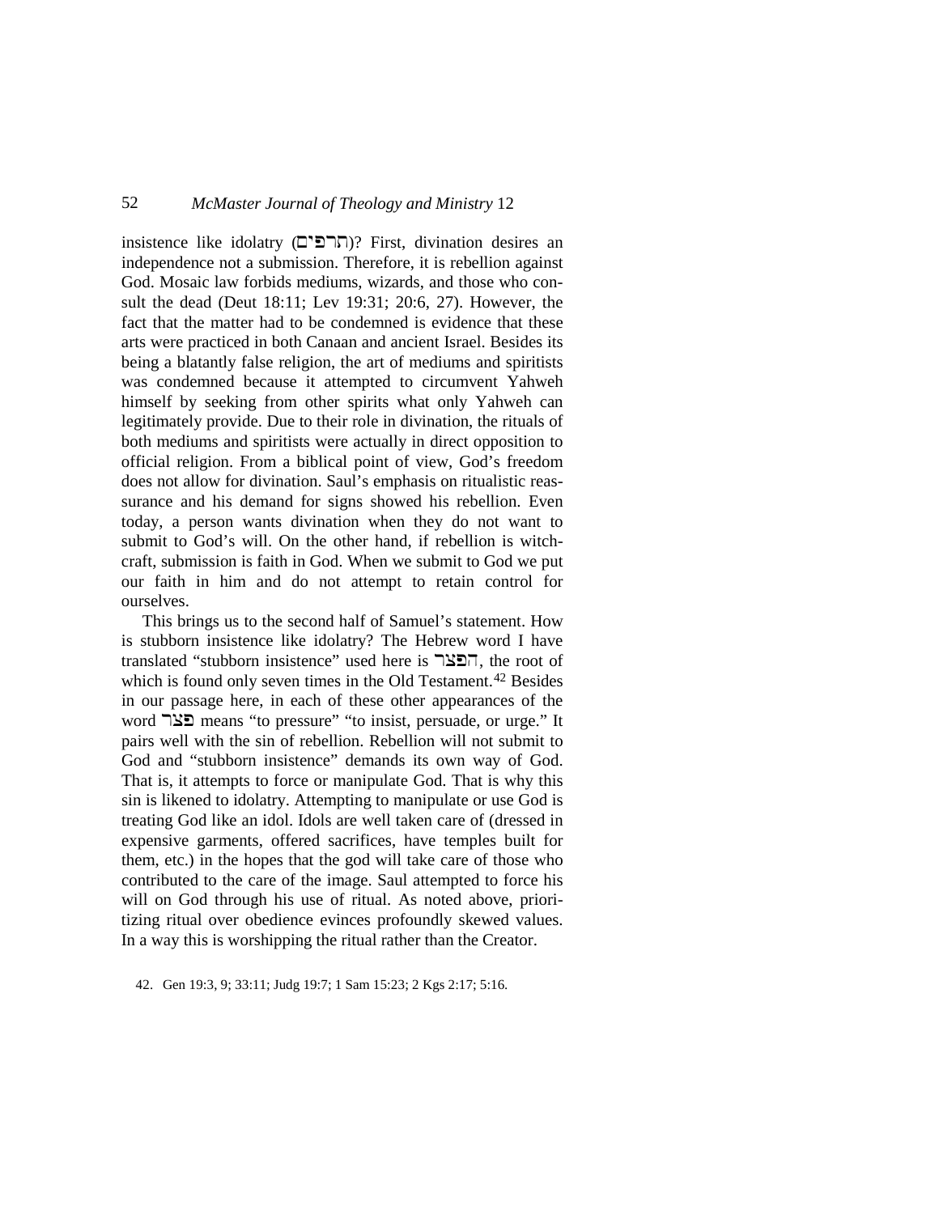insistence like idolatry (תרפים)? First, divination desires an independence not a submission. Therefore, it is rebellion against God. Mosaic law forbids mediums, wizards, and those who consult the dead (Deut 18:11; Lev 19:31; 20:6, 27). However, the fact that the matter had to be condemned is evidence that these arts were practiced in both Canaan and ancient Israel. Besides its being a blatantly false religion, the art of mediums and spiritists was condemned because it attempted to circumvent Yahweh himself by seeking from other spirits what only Yahweh can legitimately provide. Due to their role in divination, the rituals of both mediums and spiritists were actually in direct opposition to official religion. From a biblical point of view, God's freedom does not allow for divination. Saul's emphasis on ritualistic reassurance and his demand for signs showed his rebellion. Even today, a person wants divination when they do not want to submit to God's will. On the other hand, if rebellion is witchcraft, submission is faith in God. When we submit to God we put our faith in him and do not attempt to retain control for ourselves.

This brings us to the second half of Samuel's statement. How is stubborn insistence like idolatry? The Hebrew word I have translated "stubborn insistence" used here is הפצר, the root of which is found only seven times in the Old Testament.[42] Besides in our passage here, in each of these other appearances of the word פצר means "to pressure" "to insist, persuade, or urge." It pairs well with the sin of rebellion. Rebellion will not submit to God and "stubborn insistence" demands its own way of God. That is, it attempts to force or manipulate God. That is why this sin is likened to idolatry. Attempting to manipulate or use God is treating God like an idol. Idols are well taken care of (dressed in expensive garments, offered sacrifices, have temples built for them, etc.) in the hopes that the god will take care of those who contributed to the care of the image. Saul attempted to force his will on God through his use of ritual. As noted above, prioritizing ritual over obedience evinces profoundly skewed values. In a way this is worshipping the ritual rather than the Creator.

42. Gen 19:3, 9; 33:11; Judg 19:7; 1 Sam 15:23; 2 Kgs 2:17; 5:16.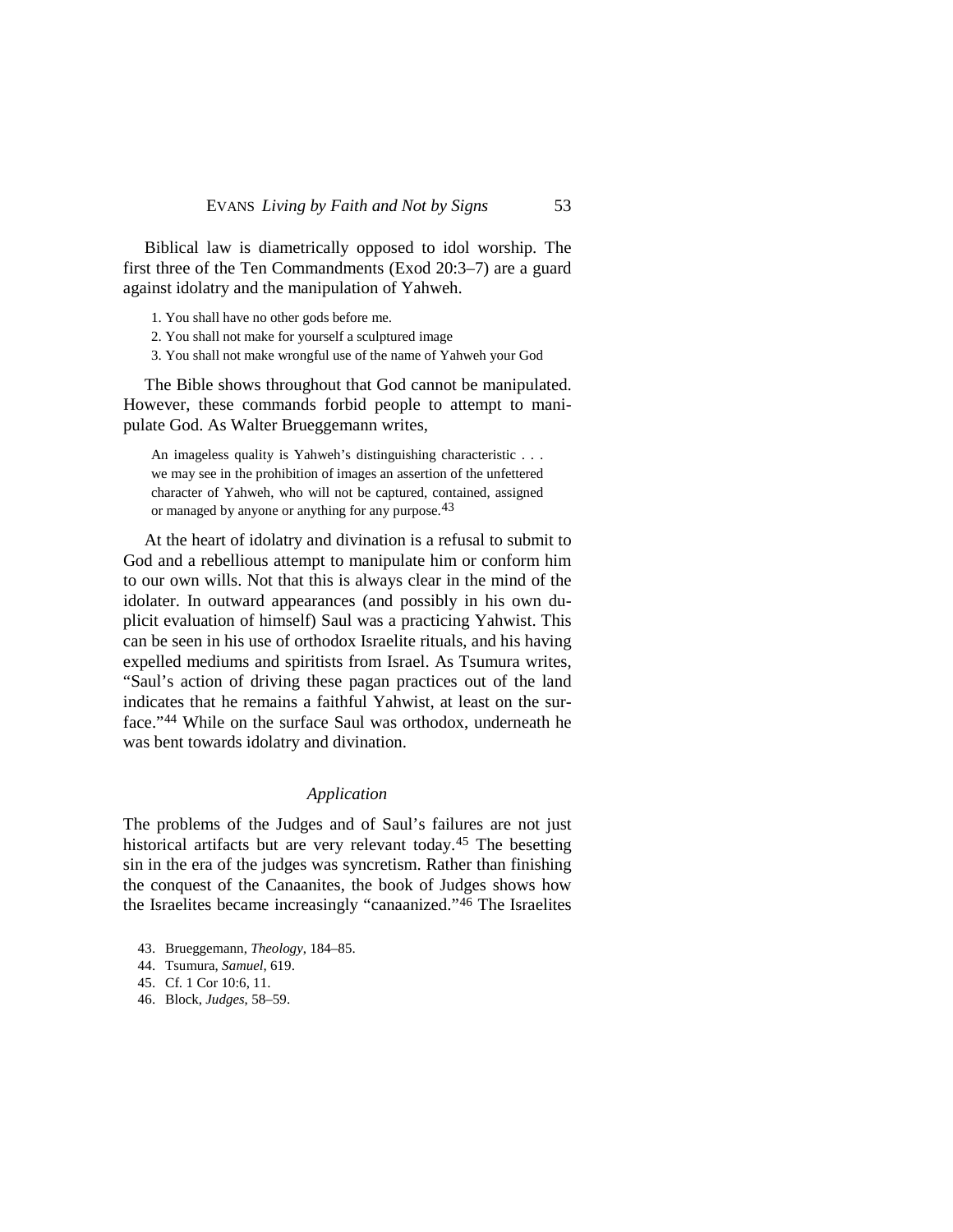Biblical law is diametrically opposed to idol worship. The first three of the Ten Commandments (Exod 20:3–7) are a guard against idolatry and the manipulation of Yahweh.

1. You shall have no other gods before me.
2. You shall not make for yourself a sculptured image
3. You shall not make wrongful use of the name of Yahweh your God

The Bible shows throughout that God cannot be manipulated. However, these commands forbid people to attempt to manipulate God. As Walter Brueggemann writes,

> An imageless quality is Yahweh's distinguishing characteristic . . . we may see in the prohibition of images an assertion of the unfettered character of Yahweh, who will not be captured, contained, assigned or managed by anyone or anything for any purpose.[43]

At the heart of idolatry and divination is a refusal to submit to God and a rebellious attempt to manipulate him or conform him to our own wills. Not that this is always clear in the mind of the idolater. In outward appearances (and possibly in his own duplicit evaluation of himself) Saul was a practicing Yahwist. This can be seen in his use of orthodox Israelite rituals, and his having expelled mediums and spiritists from Israel. As Tsumura writes, "Saul's action of driving these pagan practices out of the land indicates that he remains a faithful Yahwist, at least on the surface."[44] While on the surface Saul was orthodox, underneath he was bent towards idolatry and divination.

### *Application*

The problems of the Judges and of Saul's failures are not just historical artifacts but are very relevant today.[45] The besetting sin in the era of the judges was syncretism. Rather than finishing the conquest of the Canaanites, the book of Judges shows how the Israelites became increasingly "canaanized."[46] The Israelites

43. Brueggemann, *Theology*, 184–85.
44. Tsumura, *Samuel*, 619.
45. Cf. 1 Cor 10:6, 11.
46. Block, *Judges*, 58–59.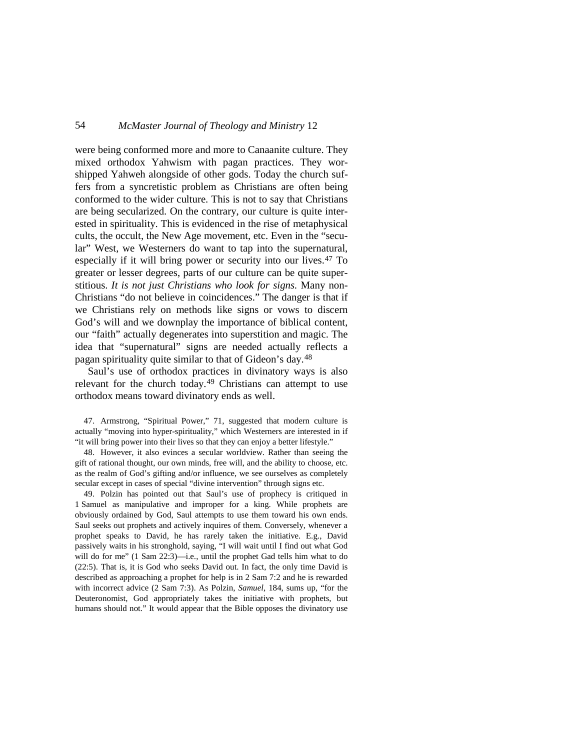were being conformed more and more to Canaanite culture. They mixed orthodox Yahwism with pagan practices. They worshipped Yahweh alongside of other gods. Today the church suffers from a syncretistic problem as Christians are often being conformed to the wider culture. This is not to say that Christians are being secularized. On the contrary, our culture is quite interested in spirituality. This is evidenced in the rise of metaphysical cults, the occult, the New Age movement, etc. Even in the "secular" West, we Westerners do want to tap into the supernatural, especially if it will bring power or security into our lives.[47] To greater or lesser degrees, parts of our culture can be quite superstitious. *It is not just Christians who look for signs*. Many non-Christians "do not believe in coincidences." The danger is that if we Christians rely on methods like signs or vows to discern God's will and we downplay the importance of biblical content, our "faith" actually degenerates into superstition and magic. The idea that "supernatural" signs are needed actually reflects a pagan spirituality quite similar to that of Gideon's day.[48]

Saul's use of orthodox practices in divinatory ways is also relevant for the church today.[49] Christians can attempt to use orthodox means toward divinatory ends as well.

47. Armstrong, "Spiritual Power," 71, suggested that modern culture is actually "moving into hyper-spirituality," which Westerners are interested in if "it will bring power into their lives so that they can enjoy a better lifestyle."

48. However, it also evinces a secular worldview. Rather than seeing the gift of rational thought, our own minds, free will, and the ability to choose, etc. as the realm of God's gifting and/or influence, we see ourselves as completely secular except in cases of special "divine intervention" through signs etc.

49. Polzin has pointed out that Saul's use of prophecy is critiqued in 1 Samuel as manipulative and improper for a king. While prophets are obviously ordained by God, Saul attempts to use them toward his own ends. Saul seeks out prophets and actively inquires of them. Conversely, whenever a prophet speaks to David, he has rarely taken the initiative. E.g., David passively waits in his stronghold, saying, "I will wait until I find out what God will do for me" (1 Sam 22:3)—i.e., until the prophet Gad tells him what to do (22:5). That is, it is God who seeks David out. In fact, the only time David is described as approaching a prophet for help is in 2 Sam 7:2 and he is rewarded with incorrect advice (2 Sam 7:3). As Polzin, *Samuel*, 184, sums up, "for the Deuteronomist, God appropriately takes the initiative with prophets, but humans should not." It would appear that the Bible opposes the divinatory use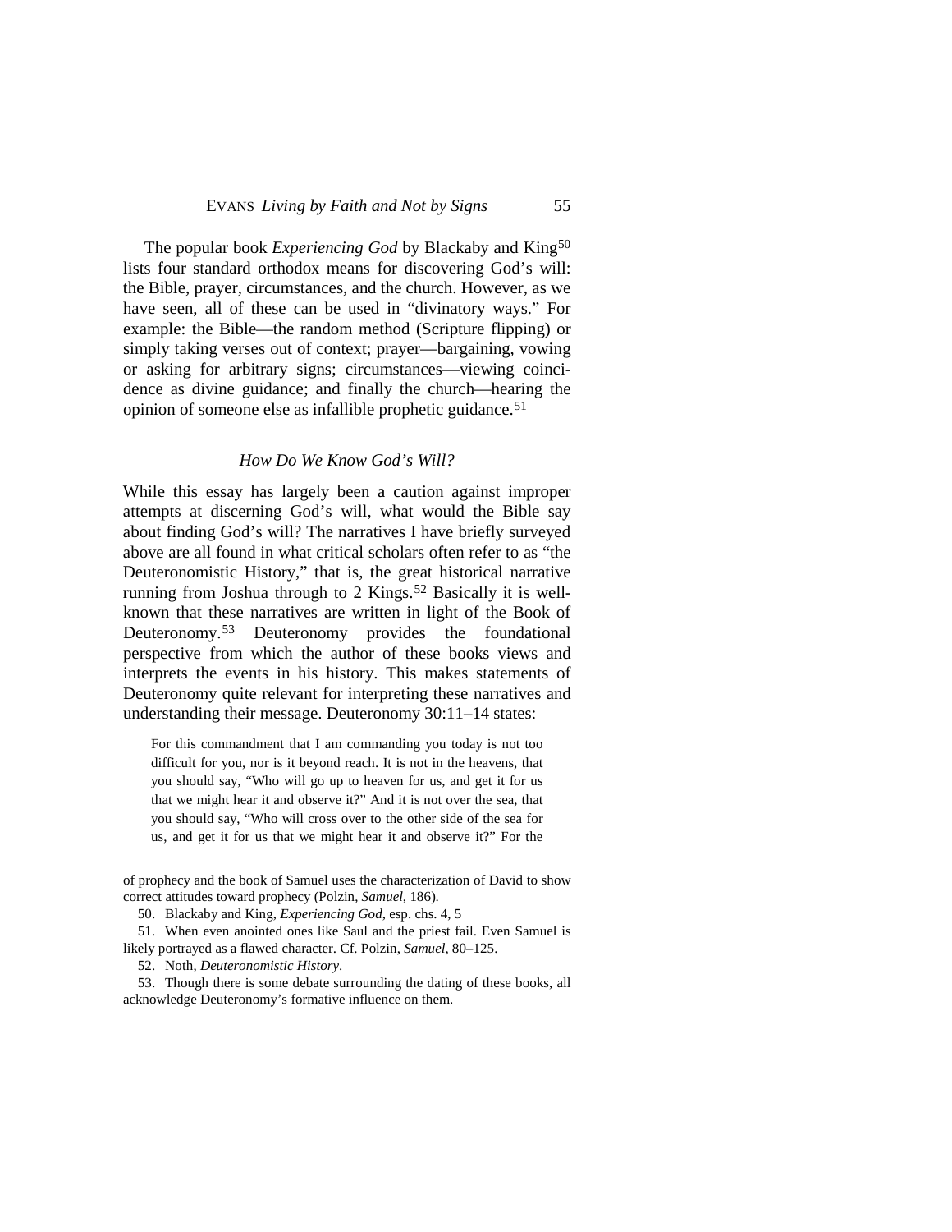The popular book *Experiencing God* by Blackaby and King[50] lists four standard orthodox means for discovering God's will: the Bible, prayer, circumstances, and the church. However, as we have seen, all of these can be used in "divinatory ways." For example: the Bible—the random method (Scripture flipping) or simply taking verses out of context; prayer—bargaining, vowing or asking for arbitrary signs; circumstances—viewing coincidence as divine guidance; and finally the church—hearing the opinion of someone else as infallible prophetic guidance.[51]

### *How Do We Know God's Will?*

While this essay has largely been a caution against improper attempts at discerning God's will, what would the Bible say about finding God's will? The narratives I have briefly surveyed above are all found in what critical scholars often refer to as "the Deuteronomistic History," that is, the great historical narrative running from Joshua through to 2 Kings.[52] Basically it is well-known that these narratives are written in light of the Book of Deuteronomy.[53] Deuteronomy provides the foundational perspective from which the author of these books views and interprets the events in his history. This makes statements of Deuteronomy quite relevant for interpreting these narratives and understanding their message. Deuteronomy 30:11–14 states:

> For this commandment that I am commanding you today is not too difficult for you, nor is it beyond reach. It is not in the heavens, that you should say, "Who will go up to heaven for us, and get it for us that we might hear it and observe it?" And it is not over the sea, that you should say, "Who will cross over to the other side of the sea for us, and get it for us that we might hear it and observe it?" For the

---

of prophecy and the book of Samuel uses the characterization of David to show correct attitudes toward prophecy (Polzin, *Samuel*, 186).

50. Blackaby and King, *Experiencing God*, esp. chs. 4, 5

51. When even anointed ones like Saul and the priest fail. Even Samuel is likely portrayed as a flawed character. Cf. Polzin, *Samuel*, 80–125.

52. Noth, *Deuteronomistic History*.

53. Though there is some debate surrounding the dating of these books, all acknowledge Deuteronomy's formative influence on them.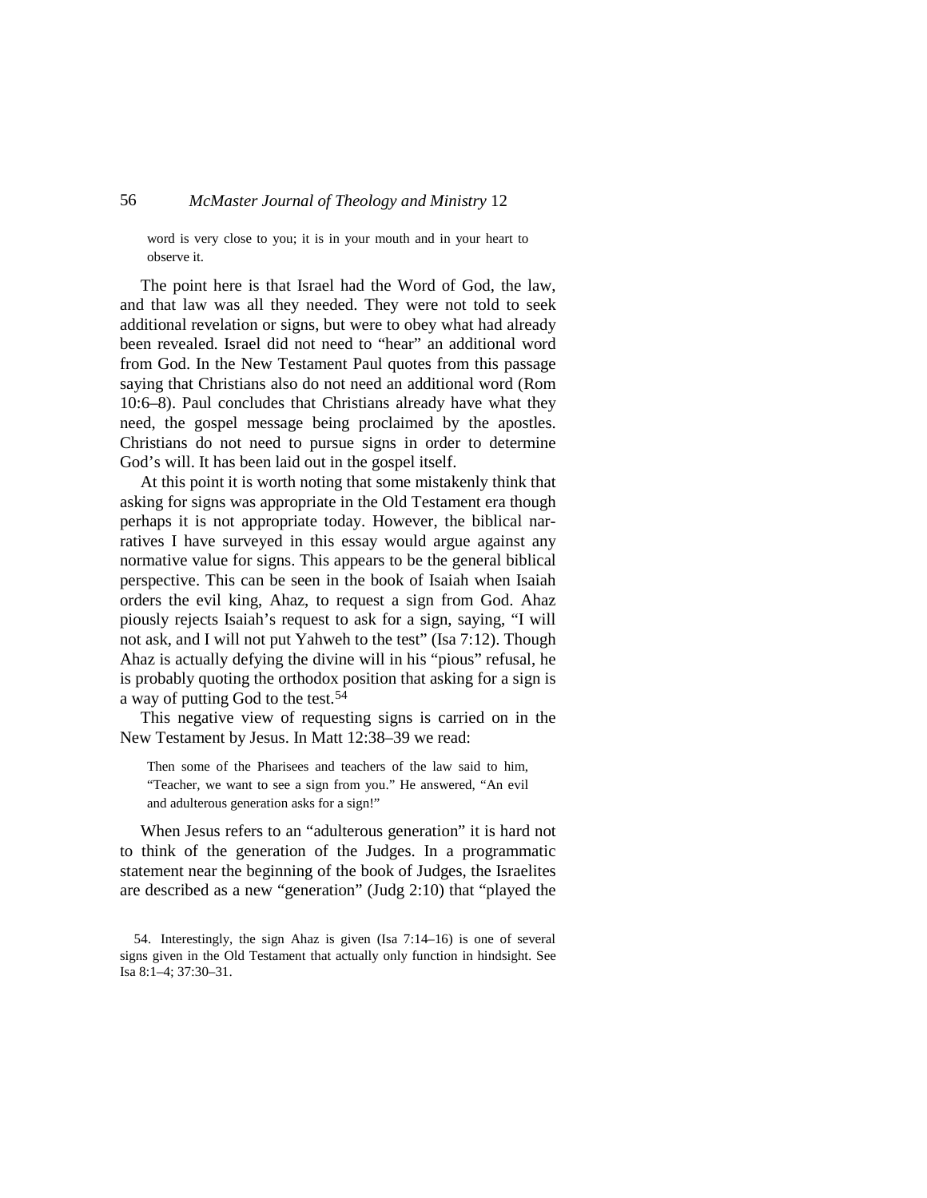> word is very close to you; it is in your mouth and in your heart to observe it.

The point here is that Israel had the Word of God, the law, and that law was all they needed. They were not told to seek additional revelation or signs, but were to obey what had already been revealed. Israel did not need to "hear" an additional word from God. In the New Testament Paul quotes from this passage saying that Christians also do not need an additional word (Rom 10:6–8). Paul concludes that Christians already have what they need, the gospel message being proclaimed by the apostles. Christians do not need to pursue signs in order to determine God's will. It has been laid out in the gospel itself.

At this point it is worth noting that some mistakenly think that asking for signs was appropriate in the Old Testament era though perhaps it is not appropriate today. However, the biblical narratives I have surveyed in this essay would argue against any normative value for signs. This appears to be the general biblical perspective. This can be seen in the book of Isaiah when Isaiah orders the evil king, Ahaz, to request a sign from God. Ahaz piously rejects Isaiah's request to ask for a sign, saying, "I will not ask, and I will not put Yahweh to the test" (Isa 7:12). Though Ahaz is actually defying the divine will in his "pious" refusal, he is probably quoting the orthodox position that asking for a sign is a way of putting God to the test.[54]

This negative view of requesting signs is carried on in the New Testament by Jesus. In Matt 12:38–39 we read:

> Then some of the Pharisees and teachers of the law said to him, "Teacher, we want to see a sign from you." He answered, "An evil and adulterous generation asks for a sign!"

When Jesus refers to an "adulterous generation" it is hard not to think of the generation of the Judges. In a programmatic statement near the beginning of the book of Judges, the Israelites are described as a new "generation" (Judg 2:10) that "played the

54. Interestingly, the sign Ahaz is given (Isa 7:14–16) is one of several signs given in the Old Testament that actually only function in hindsight. See Isa 8:1–4; 37:30–31.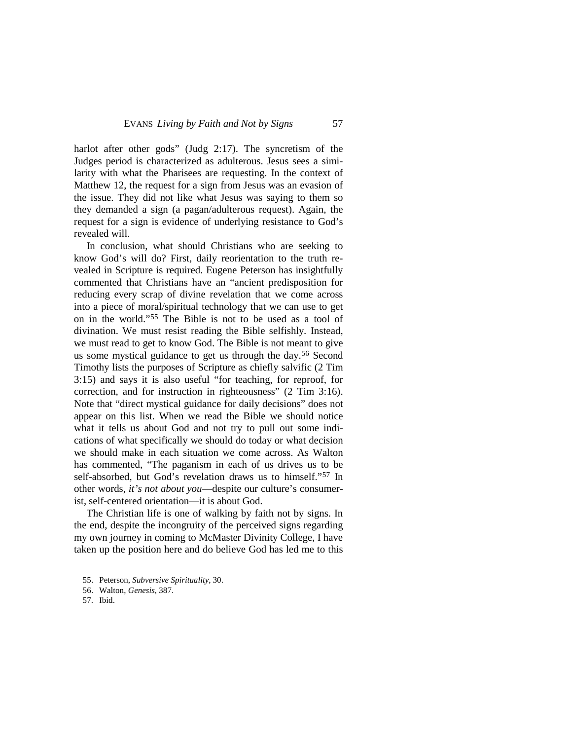harlot after other gods" (Judg 2:17). The syncretism of the Judges period is characterized as adulterous. Jesus sees a similarity with what the Pharisees are requesting. In the context of Matthew 12, the request for a sign from Jesus was an evasion of the issue. They did not like what Jesus was saying to them so they demanded a sign (a pagan/adulterous request). Again, the request for a sign is evidence of underlying resistance to God's revealed will.

In conclusion, what should Christians who are seeking to know God's will do? First, daily reorientation to the truth revealed in Scripture is required. Eugene Peterson has insightfully commented that Christians have an "ancient predisposition for reducing every scrap of divine revelation that we come across into a piece of moral/spiritual technology that we can use to get on in the world."[55] The Bible is not to be used as a tool of divination. We must resist reading the Bible selfishly. Instead, we must read to get to know God. The Bible is not meant to give us some mystical guidance to get us through the day.[56] Second Timothy lists the purposes of Scripture as chiefly salvific (2 Tim 3:15) and says it is also useful "for teaching, for reproof, for correction, and for instruction in righteousness" (2 Tim 3:16). Note that "direct mystical guidance for daily decisions" does not appear on this list. When we read the Bible we should notice what it tells us about God and not try to pull out some indications of what specifically we should do today or what decision we should make in each situation we come across. As Walton has commented, "The paganism in each of us drives us to be self-absorbed, but God's revelation draws us to himself."[57] In other words, *it's not about you*—despite our culture's consumerist, self-centered orientation—it is about God.

The Christian life is one of walking by faith not by signs. In the end, despite the incongruity of the perceived signs regarding my own journey in coming to McMaster Divinity College, I have taken up the position here and do believe God has led me to this

55. Peterson, *Subversive Spirituality*, 30.

56. Walton, *Genesis*, 387.

57. Ibid.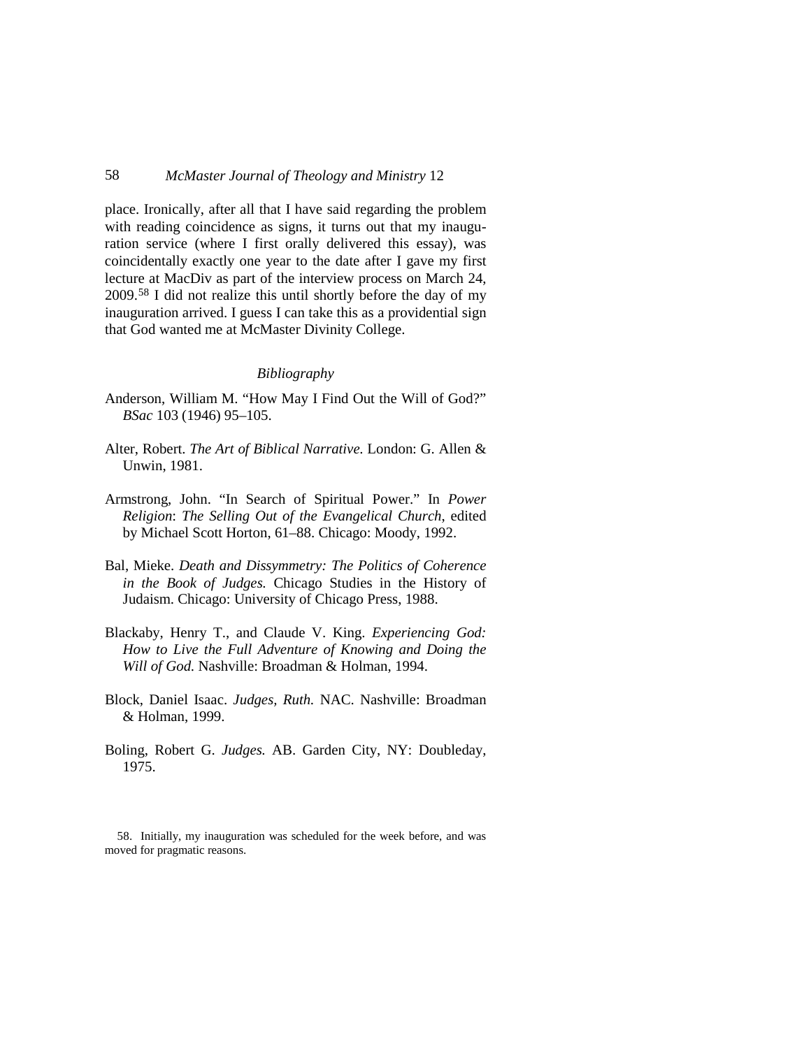place. Ironically, after all that I have said regarding the problem with reading coincidence as signs, it turns out that my inauguration service (where I first orally delivered this essay), was coincidentally exactly one year to the date after I gave my first lecture at MacDiv as part of the interview process on March 24, 2009.[58] I did not realize this until shortly before the day of my inauguration arrived. I guess I can take this as a providential sign that God wanted me at McMaster Divinity College.

*Bibliography*

Anderson, William M. "How May I Find Out the Will of God?" *BSac* 103 (1946) 95–105.

Alter, Robert. *The Art of Biblical Narrative.* London: G. Allen & Unwin, 1981.

Armstrong, John. "In Search of Spiritual Power." In *Power Religion*: *The Selling Out of the Evangelical Church*, edited by Michael Scott Horton, 61–88. Chicago: Moody, 1992.

Bal, Mieke. *Death and Dissymmetry: The Politics of Coherence in the Book of Judges.* Chicago Studies in the History of Judaism. Chicago: University of Chicago Press, 1988.

Blackaby, Henry T., and Claude V. King. *Experiencing God: How to Live the Full Adventure of Knowing and Doing the Will of God.* Nashville: Broadman & Holman, 1994.

Block, Daniel Isaac. *Judges, Ruth.* NAC. Nashville: Broadman & Holman, 1999.

Boling, Robert G. *Judges.* AB. Garden City, NY: Doubleday, 1975.

58. Initially, my inauguration was scheduled for the week before, and was moved for pragmatic reasons.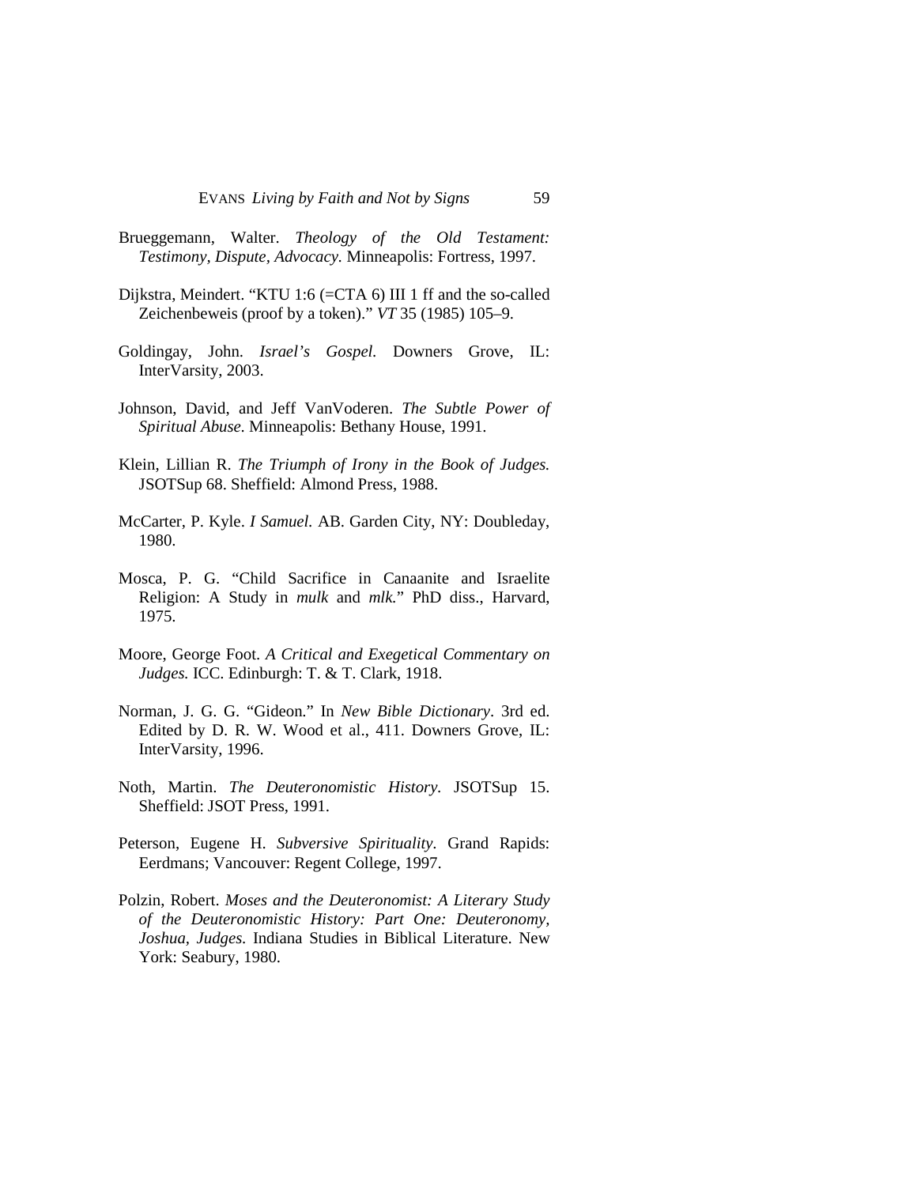Brueggemann, Walter. *Theology of the Old Testament: Testimony, Dispute, Advocacy.* Minneapolis: Fortress, 1997.

Dijkstra, Meindert. "KTU 1:6 (=CTA 6) III 1 ff and the so-called Zeichenbeweis (proof by a token)." *VT* 35 (1985) 105–9.

Goldingay, John. *Israel's Gospel.* Downers Grove, IL: InterVarsity, 2003.

Johnson, David, and Jeff VanVoderen. *The Subtle Power of Spiritual Abuse.* Minneapolis: Bethany House, 1991.

Klein, Lillian R. *The Triumph of Irony in the Book of Judges.* JSOTSup 68. Sheffield: Almond Press, 1988.

McCarter, P. Kyle. *I Samuel.* AB. Garden City, NY: Doubleday, 1980.

Mosca, P. G. "Child Sacrifice in Canaanite and Israelite Religion: A Study in *mulk* and *mlk.*" PhD diss., Harvard, 1975.

Moore, George Foot. *A Critical and Exegetical Commentary on Judges.* ICC. Edinburgh: T. & T. Clark, 1918.

Norman, J. G. G. "Gideon." In *New Bible Dictionary*. 3rd ed. Edited by D. R. W. Wood et al., 411. Downers Grove, IL: InterVarsity, 1996.

Noth, Martin. *The Deuteronomistic History.* JSOTSup 15. Sheffield: JSOT Press, 1991.

Peterson, Eugene H. *Subversive Spirituality*. Grand Rapids: Eerdmans; Vancouver: Regent College, 1997.

Polzin, Robert. *Moses and the Deuteronomist: A Literary Study of the Deuteronomistic History: Part One: Deuteronomy, Joshua, Judges.* Indiana Studies in Biblical Literature. New York: Seabury, 1980.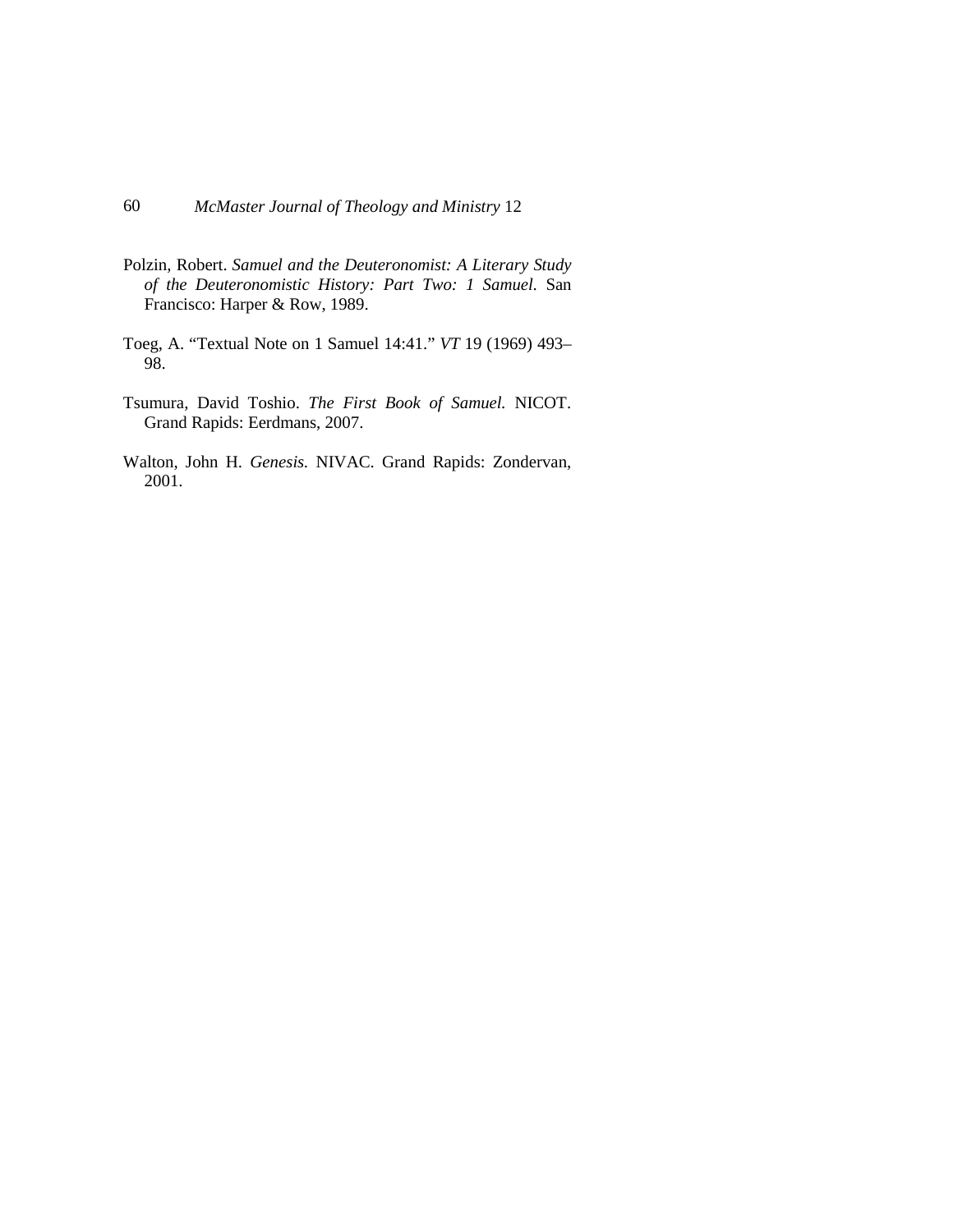Polzin, Robert. *Samuel and the Deuteronomist: A Literary Study of the Deuteronomistic History: Part Two: 1 Samuel.* San Francisco: Harper & Row, 1989.

Toeg, A. "Textual Note on 1 Samuel 14:41." *VT* 19 (1969) 493–98.

Tsumura, David Toshio. *The First Book of Samuel.* NICOT. Grand Rapids: Eerdmans, 2007.

Walton, John H. *Genesis.* NIVAC. Grand Rapids: Zondervan, 2001.